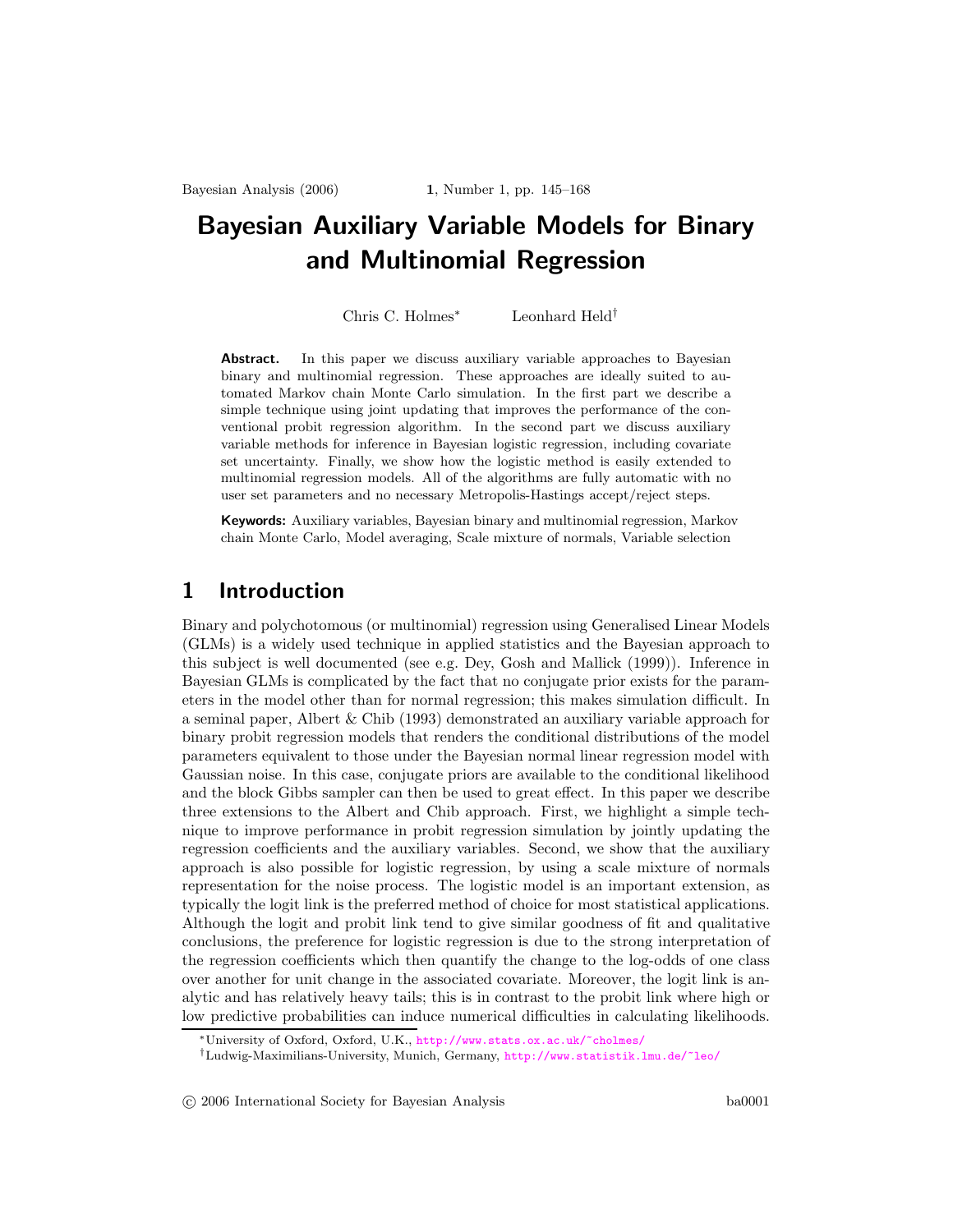# Bayesian Auxiliary Variable Models for Binary and Multinomial Regression

Chris C. Holmes[*] Leonhard Held[†]

**Abstract.** In this paper we discuss auxiliary variable approaches to Bayesian binary and multinomial regression. These approaches are ideally suited to automated Markov chain Monte Carlo simulation. In the first part we describe a simple technique using joint updating that improves the performance of the conventional probit regression algorithm. In the second part we discuss auxiliary variable methods for inference in Bayesian logistic regression, including covariate set uncertainty. Finally, we show how the logistic method is easily extended to multinomial regression models. All of the algorithms are fully automatic with no user set parameters and no necessary Metropolis-Hastings accept/reject steps.

**Keywords:** Auxiliary variables, Bayesian binary and multinomial regression, Markov chain Monte Carlo, Model averaging, Scale mixture of normals, Variable selection

## 1 Introduction

Binary and polychotomous (or multinomial) regression using Generalised Linear Models (GLMs) is a widely used technique in applied statistics and the Bayesian approach to this subject is well documented (see e.g. Dey, Gosh and Mallick (1999)). Inference in Bayesian GLMs is complicated by the fact that no conjugate prior exists for the parameters in the model other than for normal regression; this makes simulation difficult. In a seminal paper, Albert & Chib (1993) demonstrated an auxiliary variable approach for binary probit regression models that renders the conditional distributions of the model parameters equivalent to those under the Bayesian normal linear regression model with Gaussian noise. In this case, conjugate priors are available to the conditional likelihood and the block Gibbs sampler can then be used to great effect. In this paper we describe three extensions to the Albert and Chib approach. First, we highlight a simple technique to improve performance in probit regression simulation by jointly updating the regression coefficients and the auxiliary variables. Second, we show that the auxiliary approach is also possible for logistic regression, by using a scale mixture of normals representation for the noise process. The logistic model is an important extension, as typically the logit link is the preferred method of choice for most statistical applications. Although the logit and probit link tend to give similar goodness of fit and qualitative conclusions, the preference for logistic regression is due to the strong interpretation of the regression coefficients which then quantify the change to the log-odds of one class over another for unit change in the associated covariate. Moreover, the logit link is analytic and has relatively heavy tails; this is in contrast to the probit link where high or low predictive probabilities can induce numerical difficulties in calculating likelihoods.

[*] University of Oxford, Oxford, U.K., http://www.stats.ox.ac.uk/~cholmes/

[†] Ludwig-Maximilians-University, Munich, Germany, http://www.statistik.lmu.de/~leo/

© 2006 International Society for Bayesian Analysis ba0001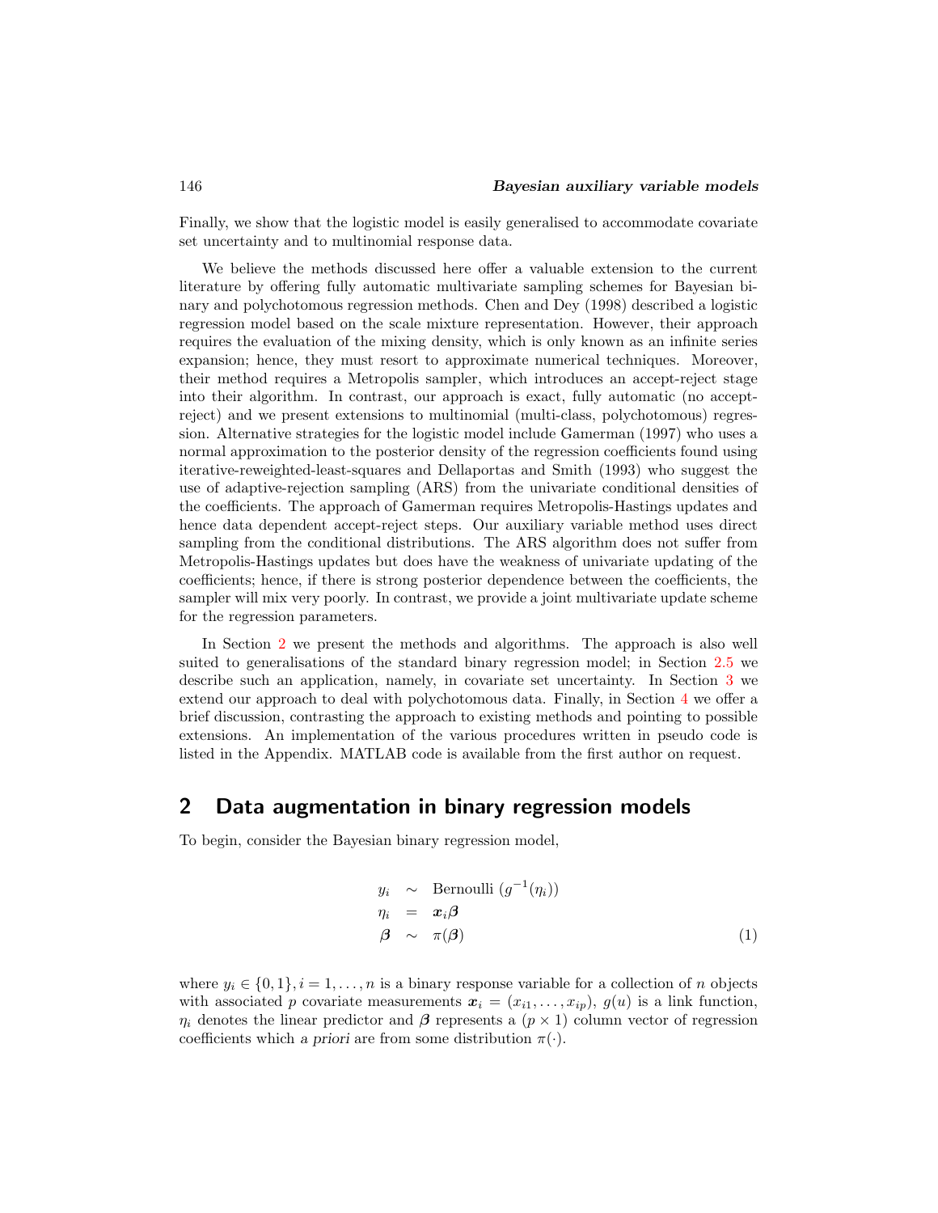Finally, we show that the logistic model is easily generalised to accommodate covariate set uncertainty and to multinomial response data.

We believe the methods discussed here offer a valuable extension to the current literature by offering fully automatic multivariate sampling schemes for Bayesian binary and polychotomous regression methods. Chen and Dey (1998) described a logistic regression model based on the scale mixture representation. However, their approach requires the evaluation of the mixing density, which is only known as an infinite series expansion; hence, they must resort to approximate numerical techniques. Moreover, their method requires a Metropolis sampler, which introduces an accept-reject stage into their algorithm. In contrast, our approach is exact, fully automatic (no accept-reject) and we present extensions to multinomial (multi-class, polychotomous) regression. Alternative strategies for the logistic model include Gamerman (1997) who uses a normal approximation to the posterior density of the regression coefficients found using iterative-reweighted-least-squares and Dellaportas and Smith (1993) who suggest the use of adaptive-rejection sampling (ARS) from the univariate conditional densities of the coefficients. The approach of Gamerman requires Metropolis-Hastings updates and hence data dependent accept-reject steps. Our auxiliary variable method uses direct sampling from the conditional distributions. The ARS algorithm does not suffer from Metropolis-Hastings updates but does have the weakness of univariate updating of the coefficients; hence, if there is strong posterior dependence between the coefficients, the sampler will mix very poorly. In contrast, we provide a joint multivariate update scheme for the regression parameters.

In Section 2 we present the methods and algorithms. The approach is also well suited to generalisations of the standard binary regression model; in Section 2.5 we describe such an application, namely, in covariate set uncertainty. In Section 3 we extend our approach to deal with polychotomous data. Finally, in Section 4 we offer a brief discussion, contrasting the approach to existing methods and pointing to possible extensions. An implementation of the various procedures written in pseudo code is listed in the Appendix. MATLAB code is available from the first author on request.

## 2 Data augmentation in binary regression models

To begin, consider the Bayesian binary regression model,

$$
\begin{aligned}
y_i &\sim \text{Bernoulli}\ (g^{-1}(\eta_i)) \\
\eta_i &= \boldsymbol{x}_i \boldsymbol{\beta} \\
\boldsymbol{\beta} &\sim \pi(\boldsymbol{\beta})
\end{aligned}
\tag{1}
$$

where $y_i \in \{0, 1\}, i = 1, \ldots, n$ is a binary response variable for a collection of $n$ objects with associated $p$ covariate measurements $\boldsymbol{x}_i = (x_{i1}, \ldots, x_{ip})$, $g(u)$ is a link function, $\eta_i$ denotes the linear predictor and $\boldsymbol{\beta}$ represents a $(p \times 1)$ column vector of regression coefficients which *a priori* are from some distribution $\pi(\cdot)$.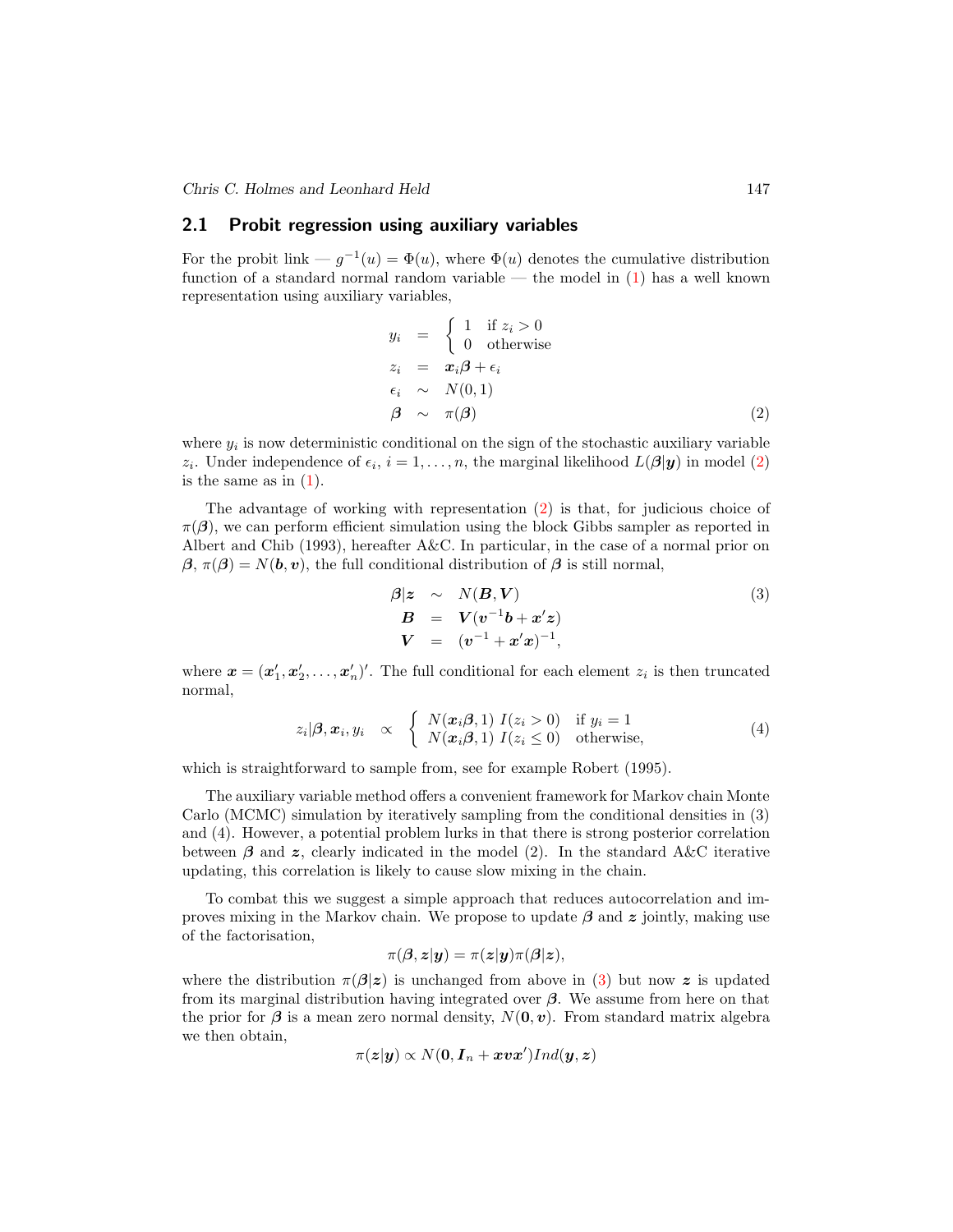## 2.1 Probit regression using auxiliary variables

For the probit link — $g^{-1}(u) = \Phi(u)$, where $\Phi(u)$ denotes the cumulative distribution function of a standard normal random variable — the model in (1) has a well known representation using auxiliary variables,

$$
\begin{aligned}
y_i &= \begin{cases} 1 & \text{if } z_i > 0 \\ 0 & \text{otherwise} \end{cases} \\
z_i &= \boldsymbol{x}_i \boldsymbol{\beta} + \epsilon_i \\
\epsilon_i &\sim N(0, 1) \\
\boldsymbol{\beta} &\sim \pi(\boldsymbol{\beta})
\end{aligned} \tag{2}
$$

where $y_i$ is now deterministic conditional on the sign of the stochastic auxiliary variable $z_i$. Under independence of $\epsilon_i$, $i = 1, \ldots, n$, the marginal likelihood $L(\boldsymbol{\beta}|\boldsymbol{y})$ in model (2) is the same as in (1).

The advantage of working with representation (2) is that, for judicious choice of $\pi(\boldsymbol{\beta})$, we can perform efficient simulation using the block Gibbs sampler as reported in Albert and Chib (1993), hereafter A&C. In particular, in the case of a normal prior on $\boldsymbol{\beta}$, $\pi(\boldsymbol{\beta}) = N(\boldsymbol{b}, \boldsymbol{v})$, the full conditional distribution of $\boldsymbol{\beta}$ is still normal,

$$
\begin{aligned}
\boldsymbol{\beta}|\boldsymbol{z} &\sim N(\boldsymbol{B}, \boldsymbol{V}) \\
\boldsymbol{B} &= \boldsymbol{V}(\boldsymbol{v}^{-1}\boldsymbol{b} + \boldsymbol{x}'\boldsymbol{z}) \\
\boldsymbol{V} &= (\boldsymbol{v}^{-1} + \boldsymbol{x}'\boldsymbol{x})^{-1},
\end{aligned} \tag{3}
$$

where $\boldsymbol{x} = (\boldsymbol{x}_1', \boldsymbol{x}_2', \ldots, \boldsymbol{x}_n')'$. The full conditional for each element $z_i$ is then truncated normal,

$$
z_i|\boldsymbol{\beta}, \boldsymbol{x}_i, y_i \;\propto\; \begin{cases} N(\boldsymbol{x}_i\boldsymbol{\beta}, 1)\; I(z_i > 0) & \text{if } y_i = 1 \\ N(\boldsymbol{x}_i\boldsymbol{\beta}, 1)\; I(z_i \leq 0) & \text{otherwise,} \end{cases} \tag{4}
$$

which is straightforward to sample from, see for example Robert (1995).

The auxiliary variable method offers a convenient framework for Markov chain Monte Carlo (MCMC) simulation by iteratively sampling from the conditional densities in (3) and (4). However, a potential problem lurks in that there is strong posterior correlation between $\boldsymbol{\beta}$ and $\boldsymbol{z}$, clearly indicated in the model (2). In the standard A&C iterative updating, this correlation is likely to cause slow mixing in the chain.

To combat this we suggest a simple approach that reduces autocorrelation and improves mixing in the Markov chain. We propose to update $\boldsymbol{\beta}$ and $\boldsymbol{z}$ jointly, making use of the factorisation,

$$
\pi(\boldsymbol{\beta}, \boldsymbol{z}|\boldsymbol{y}) = \pi(\boldsymbol{z}|\boldsymbol{y})\pi(\boldsymbol{\beta}|\boldsymbol{z}),
$$

where the distribution $\pi(\boldsymbol{\beta}|\boldsymbol{z})$ is unchanged from above in (3) but now $\boldsymbol{z}$ is updated from its marginal distribution having integrated over $\boldsymbol{\beta}$. We assume from here on that the prior for $\boldsymbol{\beta}$ is a mean zero normal density, $N(\boldsymbol{0}, \boldsymbol{v})$. From standard matrix algebra we then obtain,

$$
\pi(\boldsymbol{z}|\boldsymbol{y}) \propto N(\boldsymbol{0}, \boldsymbol{I}_n + \boldsymbol{x}\boldsymbol{v}\boldsymbol{x}')Ind(\boldsymbol{y}, \boldsymbol{z})
$$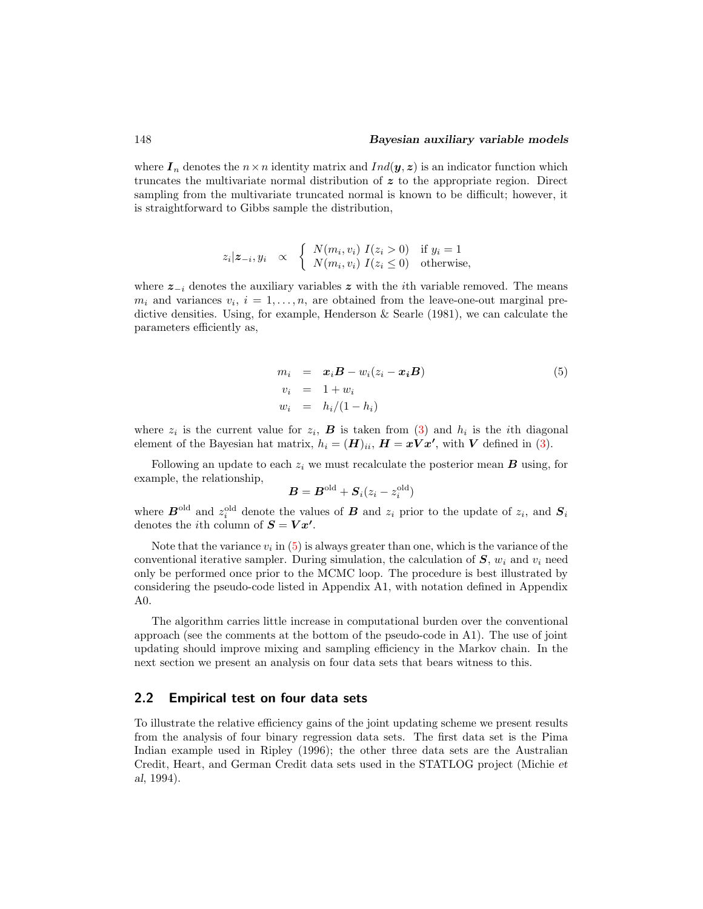where $\boldsymbol{I}_n$ denotes the $n \times n$ identity matrix and $Ind(\boldsymbol{y}, \boldsymbol{z})$ is an indicator function which truncates the multivariate normal distribution of $\boldsymbol{z}$ to the appropriate region. Direct sampling from the multivariate truncated normal is known to be difficult; however, it is straightforward to Gibbs sample the distribution,

$$
z_i | \boldsymbol{z}_{-i}, y_i \quad \propto \quad \begin{cases} N(m_i, v_i) \; I(z_i > 0) & \text{if } y_i = 1 \\ N(m_i, v_i) \; I(z_i \leq 0) & \text{otherwise,} \end{cases}
$$

where $\boldsymbol{z}_{-i}$ denotes the auxiliary variables $\boldsymbol{z}$ with the $i$th variable removed. The means $m_i$ and variances $v_i$, $i = 1, \ldots, n$, are obtained from the leave-one-out marginal predictive densities. Using, for example, Henderson & Searle (1981), we can calculate the parameters efficiently as,

$$
\begin{aligned}
m_i &= \boldsymbol{x}_i \boldsymbol{B} - w_i (z_i - \boldsymbol{x_i} \boldsymbol{B}) \\
v_i &= 1 + w_i \\
w_i &= h_i / (1 - h_i)
\end{aligned}
\tag{5}
$$

where $z_i$ is the current value for $z_i$, $\boldsymbol{B}$ is taken from (3) and $h_i$ is the $i$th diagonal element of the Bayesian hat matrix, $h_i = (\boldsymbol{H})_{ii}$, $\boldsymbol{H} = \boldsymbol{x} \boldsymbol{V} \boldsymbol{x}'$, with $\boldsymbol{V}$ defined in (3).

Following an update to each $z_i$ we must recalculate the posterior mean $\boldsymbol{B}$ using, for example, the relationship,

$$
\boldsymbol{B} = \boldsymbol{B}^{\text{old}} + \boldsymbol{S}_i (z_i - z_i^{\text{old}})
$$

where $\boldsymbol{B}^{\text{old}}$ and $z_i^{\text{old}}$ denote the values of $\boldsymbol{B}$ and $z_i$ prior to the update of $z_i$, and $\boldsymbol{S}_i$ denotes the $i$th column of $\boldsymbol{S} = \boldsymbol{V} \boldsymbol{x}'$.

Note that the variance $v_i$ in (5) is always greater than one, which is the variance of the conventional iterative sampler. During simulation, the calculation of $\boldsymbol{S}$, $w_i$ and $v_i$ need only be performed once prior to the MCMC loop. The procedure is best illustrated by considering the pseudo-code listed in Appendix A1, with notation defined in Appendix A0.

The algorithm carries little increase in computational burden over the conventional approach (see the comments at the bottom of the pseudo-code in A1). The use of joint updating should improve mixing and sampling efficiency in the Markov chain. In the next section we present an analysis on four data sets that bears witness to this.

## 2.2 Empirical test on four data sets

To illustrate the relative efficiency gains of the joint updating scheme we present results from the analysis of four binary regression data sets. The first data set is the Pima Indian example used in Ripley (1996); the other three data sets are the Australian Credit, Heart, and German Credit data sets used in the STATLOG project (Michie *et al*, 1994).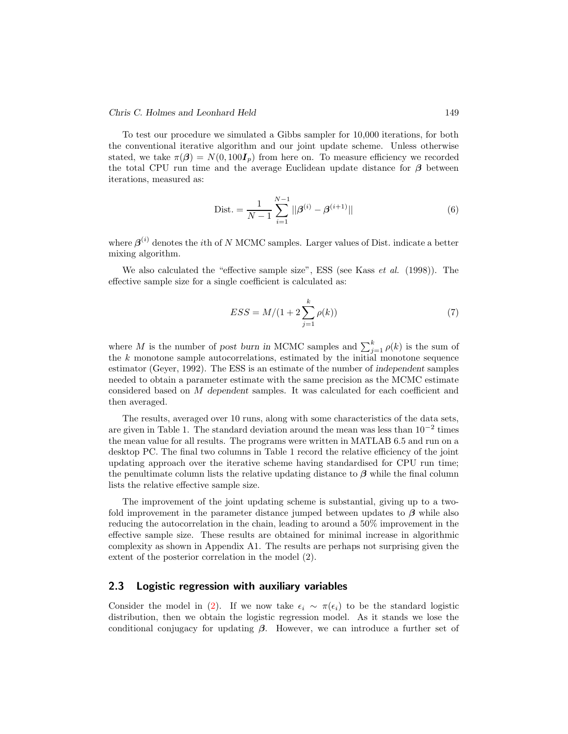To test our procedure we simulated a Gibbs sampler for 10,000 iterations, for both the conventional iterative algorithm and our joint update scheme. Unless otherwise stated, we take $\pi(\boldsymbol{\beta}) = N(0, 100\boldsymbol{I}_p)$ from here on. To measure efficiency we recorded the total CPU run time and the average Euclidean update distance for $\boldsymbol{\beta}$ between iterations, measured as:

$$\text{Dist.} = \frac{1}{N-1} \sum_{i=1}^{N-1} ||\boldsymbol{\beta}^{(i)} - \boldsymbol{\beta}^{(i+1)}|| \tag{6}$$

where $\boldsymbol{\beta}^{(i)}$ denotes the $i$th of $N$ MCMC samples. Larger values of Dist. indicate a better mixing algorithm.

We also calculated the "effective sample size", ESS (see Kass *et al.* (1998)). The effective sample size for a single coefficient is calculated as:

$$ESS = M/(1 + 2\sum_{j=1}^{k} \rho(k)) \tag{7}$$

where $M$ is the number of *post burn in* MCMC samples and $\sum_{j=1}^{k} \rho(k)$ is the sum of the $k$ monotone sample autocorrelations, estimated by the initial monotone sequence estimator (Geyer, 1992). The ESS is an estimate of the number of *independent* samples needed to obtain a parameter estimate with the same precision as the MCMC estimate considered based on $M$ *dependent* samples. It was calculated for each coefficient and then averaged.

The results, averaged over 10 runs, along with some characteristics of the data sets, are given in Table 1. The standard deviation around the mean was less than $10^{-2}$ times the mean value for all results. The programs were written in MATLAB 6.5 and run on a desktop PC. The final two columns in Table 1 record the relative efficiency of the joint updating approach over the iterative scheme having standardised for CPU run time; the penultimate column lists the relative updating distance to $\boldsymbol{\beta}$ while the final column lists the relative effective sample size.

The improvement of the joint updating scheme is substantial, giving up to a two-fold improvement in the parameter distance jumped between updates to $\boldsymbol{\beta}$ while also reducing the autocorrelation in the chain, leading to around a 50% improvement in the effective sample size. These results are obtained for minimal increase in algorithmic complexity as shown in Appendix A1. The results are perhaps not surprising given the extent of the posterior correlation in the model (2).

## 2.3 Logistic regression with auxiliary variables

Consider the model in (2). If we now take $\epsilon_i \sim \pi(\epsilon_i)$ to be the standard logistic distribution, then we obtain the logistic regression model. As it stands we lose the conditional conjugacy for updating $\boldsymbol{\beta}$. However, we can introduce a further set of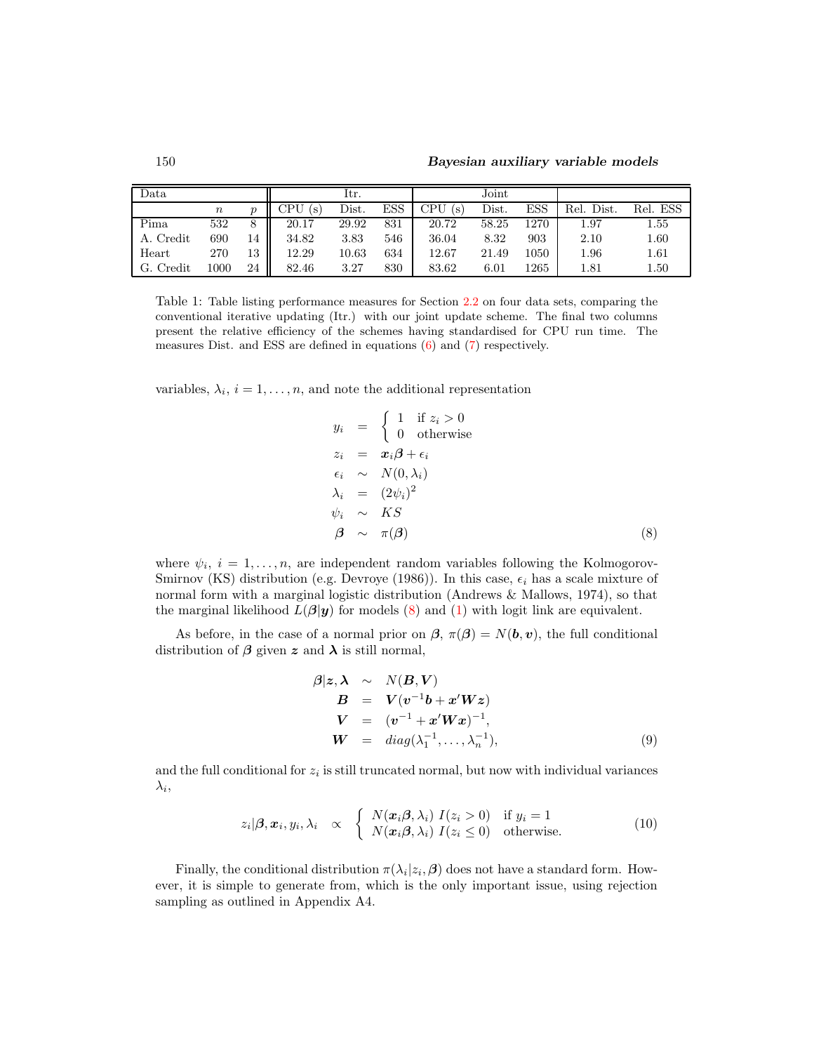| Data | | | Itr. | | | Joint | | | | |
|---|---|---|---|---|---|---|---|---|---|---|
| | $n$ | $p$ | CPU (s) | Dist. | ESS | CPU (s) | Dist. | ESS | Rel. Dist. | Rel. ESS |
| Pima | 532 | 8 | 20.17 | 29.92 | 831 | 20.72 | 58.25 | 1270 | 1.97 | 1.55 |
| A. Credit | 690 | 14 | 34.82 | 3.83 | 546 | 36.04 | 8.32 | 903 | 2.10 | 1.60 |
| Heart | 270 | 13 | 12.29 | 10.63 | 634 | 12.67 | 21.49 | 1050 | 1.96 | 1.61 |
| G. Credit | 1000 | 24 | 82.46 | 3.27 | 830 | 83.62 | 6.01 | 1265 | 1.81 | 1.50 |

Table 1: Table listing performance measures for Section 2.2 on four data sets, comparing the conventional iterative updating (Itr.) with our joint update scheme. The final two columns present the relative efficiency of the schemes having standardised for CPU run time. The measures Dist. and ESS are defined in equations (6) and (7) respectively.

variables, $\lambda_i$, $i = 1, \ldots, n$, and note the additional representation

$$
\begin{aligned}
y_i &= \begin{cases} 1 & \text{if } z_i > 0 \\ 0 & \text{otherwise} \end{cases} \\
z_i &= \boldsymbol{x}_i \boldsymbol{\beta} + \epsilon_i \\
\epsilon_i &\sim N(0, \lambda_i) \\
\lambda_i &= (2\psi_i)^2 \\
\psi_i &\sim KS \\
\boldsymbol{\beta} &\sim \pi(\boldsymbol{\beta})
\end{aligned} \tag{8}
$$

where $\psi_i$, $i = 1, \ldots, n$, are independent random variables following the Kolmogorov-Smirnov (KS) distribution (e.g. Devroye (1986)). In this case, $\epsilon_i$ has a scale mixture of normal form with a marginal logistic distribution (Andrews & Mallows, 1974), so that the marginal likelihood $L(\boldsymbol{\beta}|\boldsymbol{y})$ for models (8) and (1) with logit link are equivalent.

As before, in the case of a normal prior on $\boldsymbol{\beta}$, $\pi(\boldsymbol{\beta}) = N(\boldsymbol{b}, \boldsymbol{v})$, the full conditional distribution of $\boldsymbol{\beta}$ given $\boldsymbol{z}$ and $\boldsymbol{\lambda}$ is still normal,

$$
\begin{aligned}
\boldsymbol{\beta}|\boldsymbol{z}, \boldsymbol{\lambda} &\sim N(\boldsymbol{B}, \boldsymbol{V}) \\
\boldsymbol{B} &= \boldsymbol{V}(\boldsymbol{v}^{-1}\boldsymbol{b} + \boldsymbol{x}'\boldsymbol{W}\boldsymbol{z}) \\
\boldsymbol{V} &= (\boldsymbol{v}^{-1} + \boldsymbol{x}'\boldsymbol{W}\boldsymbol{x})^{-1}, \\
\boldsymbol{W} &= diag(\lambda_1^{-1}, \ldots, \lambda_n^{-1}),
\end{aligned} \tag{9}
$$

and the full conditional for $z_i$ is still truncated normal, but now with individual variances $\lambda_i$,

$$
z_i|\boldsymbol{\beta}, \boldsymbol{x}_i, y_i, \lambda_i \quad \propto \quad \begin{cases} N(\boldsymbol{x}_i\boldsymbol{\beta}, \lambda_i)\; I(z_i > 0) & \text{if } y_i = 1 \\ N(\boldsymbol{x}_i\boldsymbol{\beta}, \lambda_i)\; I(z_i \le 0) & \text{otherwise.} \end{cases} \tag{10}
$$

Finally, the conditional distribution $\pi(\lambda_i|z_i, \boldsymbol{\beta})$ does not have a standard form. However, it is simple to generate from, which is the only important issue, using rejection sampling as outlined in Appendix A4.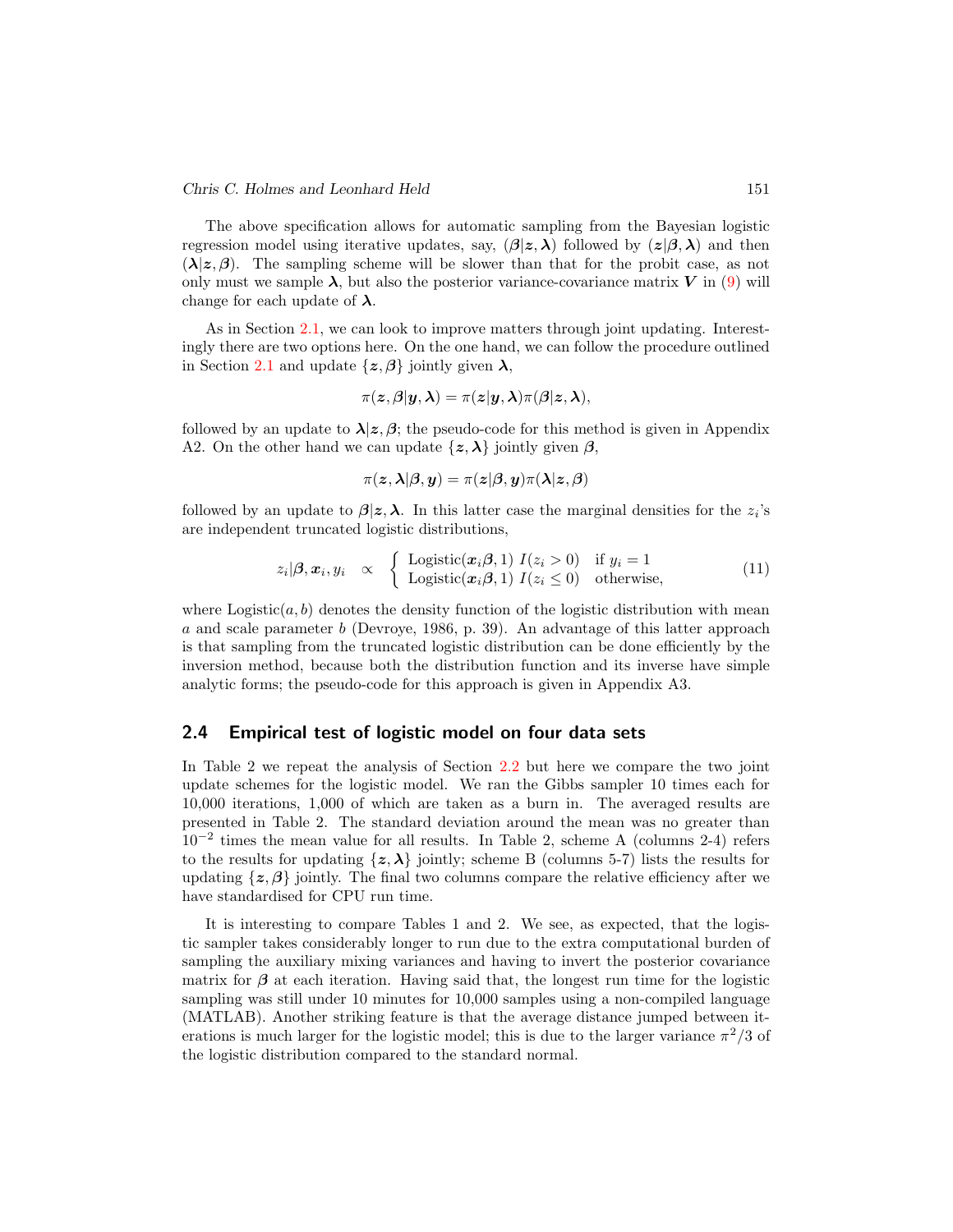The above specification allows for automatic sampling from the Bayesian logistic regression model using iterative updates, say, $(\boldsymbol{\beta}|\boldsymbol{z},\boldsymbol{\lambda})$ followed by $(\boldsymbol{z}|\boldsymbol{\beta},\boldsymbol{\lambda})$ and then $(\boldsymbol{\lambda}|\boldsymbol{z},\boldsymbol{\beta})$. The sampling scheme will be slower than that for the probit case, as not only must we sample $\boldsymbol{\lambda}$, but also the posterior variance-covariance matrix $\boldsymbol{V}$ in (9) will change for each update of $\boldsymbol{\lambda}$.

As in Section 2.1, we can look to improve matters through joint updating. Interestingly there are two options here. On the one hand, we can follow the procedure outlined in Section 2.1 and update $\{\boldsymbol{z},\boldsymbol{\beta}\}$ jointly given $\boldsymbol{\lambda}$,

$$\pi(\boldsymbol{z},\boldsymbol{\beta}|\boldsymbol{y},\boldsymbol{\lambda}) = \pi(\boldsymbol{z}|\boldsymbol{y},\boldsymbol{\lambda})\pi(\boldsymbol{\beta}|\boldsymbol{z},\boldsymbol{\lambda}),$$

followed by an update to $\boldsymbol{\lambda}|\boldsymbol{z},\boldsymbol{\beta}$; the pseudo-code for this method is given in Appendix A2. On the other hand we can update $\{\boldsymbol{z},\boldsymbol{\lambda}\}$ jointly given $\boldsymbol{\beta}$,

$$\pi(\boldsymbol{z},\boldsymbol{\lambda}|\boldsymbol{\beta},\boldsymbol{y}) = \pi(\boldsymbol{z}|\boldsymbol{\beta},\boldsymbol{y})\pi(\boldsymbol{\lambda}|\boldsymbol{z},\boldsymbol{\beta})$$

followed by an update to $\boldsymbol{\beta}|\boldsymbol{z},\boldsymbol{\lambda}$. In this latter case the marginal densities for the $z_i$'s are independent truncated logistic distributions,

$$z_i|\boldsymbol{\beta},\boldsymbol{x}_i,y_i \quad \propto \quad \begin{cases} \text{Logistic}(\boldsymbol{x}_i\boldsymbol{\beta},1)\; I(z_i>0) & \text{if } y_i=1 \\ \text{Logistic}(\boldsymbol{x}_i\boldsymbol{\beta},1)\; I(z_i\leq 0) & \text{otherwise,} \end{cases} \tag{11}$$

where $\text{Logistic}(a,b)$ denotes the density function of the logistic distribution with mean $a$ and scale parameter $b$ (Devroye, 1986, p. 39). An advantage of this latter approach is that sampling from the truncated logistic distribution can be done efficiently by the inversion method, because both the distribution function and its inverse have simple analytic forms; the pseudo-code for this approach is given in Appendix A3.

## 2.4 Empirical test of logistic model on four data sets

In Table 2 we repeat the analysis of Section 2.2 but here we compare the two joint update schemes for the logistic model. We ran the Gibbs sampler 10 times each for 10,000 iterations, 1,000 of which are taken as a burn in. The averaged results are presented in Table 2. The standard deviation around the mean was no greater than $10^{-2}$ times the mean value for all results. In Table 2, scheme A (columns 2-4) refers to the results for updating $\{\boldsymbol{z},\boldsymbol{\lambda}\}$ jointly; scheme B (columns 5-7) lists the results for updating $\{\boldsymbol{z},\boldsymbol{\beta}\}$ jointly. The final two columns compare the relative efficiency after we have standardised for CPU run time.

It is interesting to compare Tables 1 and 2. We see, as expected, that the logistic sampler takes considerably longer to run due to the extra computational burden of sampling the auxiliary mixing variances and having to invert the posterior covariance matrix for $\boldsymbol{\beta}$ at each iteration. Having said that, the longest run time for the logistic sampling was still under 10 minutes for 10,000 samples using a non-compiled language (MATLAB). Another striking feature is that the average distance jumped between iterations is much larger for the logistic model; this is due to the larger variance $\pi^2/3$ of the logistic distribution compared to the standard normal.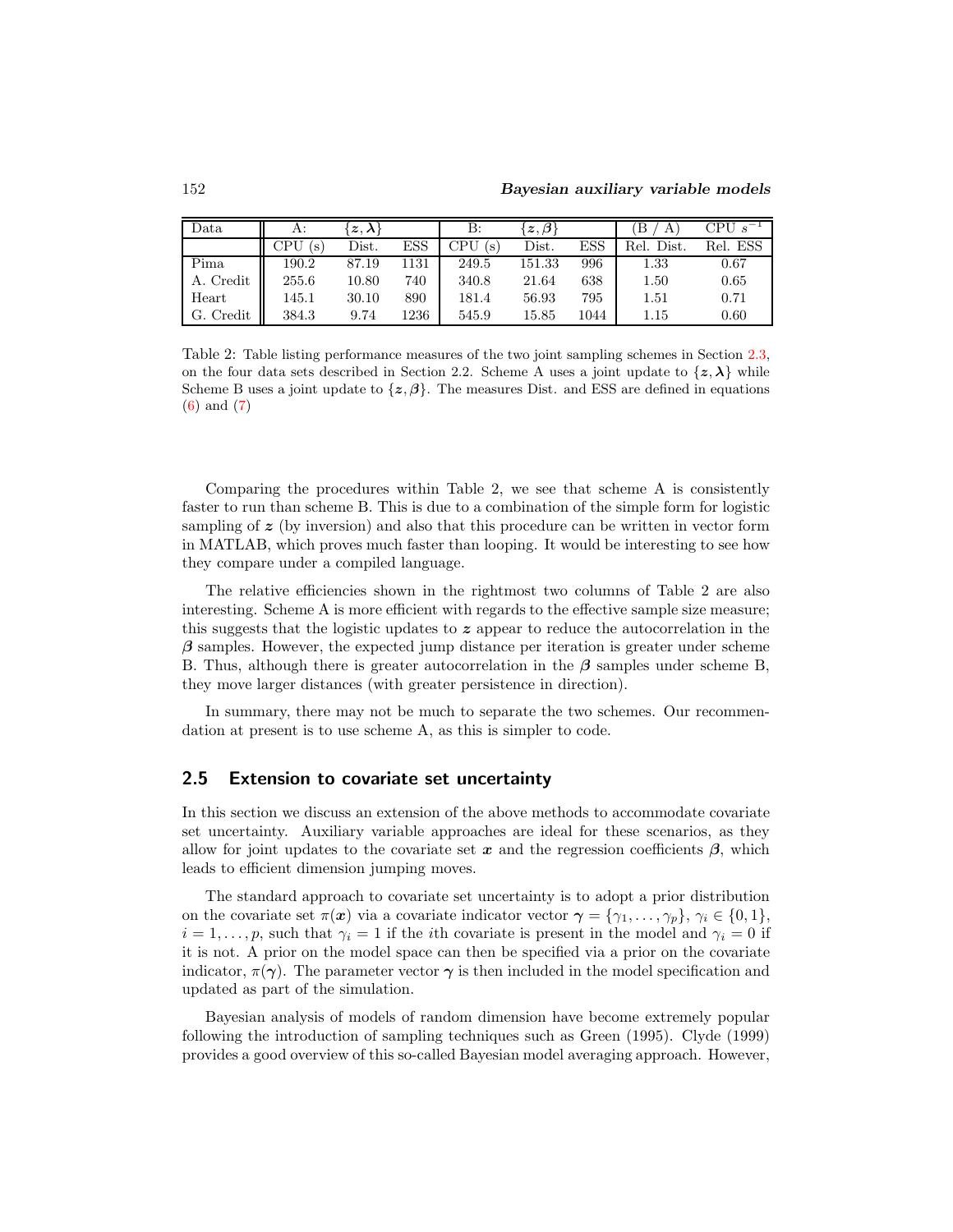| Data | A: | $\{\boldsymbol{z}, \boldsymbol{\lambda}\}$ | | B: | $\{\boldsymbol{z}, \boldsymbol{\beta}\}$ | | (B / A) | CPU $s^{-1}$ |
|---|---|---|---|---|---|---|---|---|
| | CPU (s) | Dist. | ESS | CPU (s) | Dist. | ESS | Rel. Dist. | Rel. ESS |
| Pima | 190.2 | 87.19 | 1131 | 249.5 | 151.33 | 996 | 1.33 | 0.67 |
| A. Credit | 255.6 | 10.80 | 740 | 340.8 | 21.64 | 638 | 1.50 | 0.65 |
| Heart | 145.1 | 30.10 | 890 | 181.4 | 56.93 | 795 | 1.51 | 0.71 |
| G. Credit | 384.3 | 9.74 | 1236 | 545.9 | 15.85 | 1044 | 1.15 | 0.60 |

Table 2: Table listing performance measures of the two joint sampling schemes in Section 2.3, on the four data sets described in Section 2.2. Scheme A uses a joint update to $\{\boldsymbol{z}, \boldsymbol{\lambda}\}$ while Scheme B uses a joint update to $\{\boldsymbol{z}, \boldsymbol{\beta}\}$. The measures Dist. and ESS are defined in equations (6) and (7)

Comparing the procedures within Table 2, we see that scheme A is consistently faster to run than scheme B. This is due to a combination of the simple form for logistic sampling of $\boldsymbol{z}$ (by inversion) and also that this procedure can be written in vector form in MATLAB, which proves much faster than looping. It would be interesting to see how they compare under a compiled language.

The relative efficiencies shown in the rightmost two columns of Table 2 are also interesting. Scheme A is more efficient with regards to the effective sample size measure; this suggests that the logistic updates to $\boldsymbol{z}$ appear to reduce the autocorrelation in the $\boldsymbol{\beta}$ samples. However, the expected jump distance per iteration is greater under scheme B. Thus, although there is greater autocorrelation in the $\boldsymbol{\beta}$ samples under scheme B, they move larger distances (with greater persistence in direction).

In summary, there may not be much to separate the two schemes. Our recommendation at present is to use scheme A, as this is simpler to code.

## 2.5 Extension to covariate set uncertainty

In this section we discuss an extension of the above methods to accommodate covariate set uncertainty. Auxiliary variable approaches are ideal for these scenarios, as they allow for joint updates to the covariate set $\boldsymbol{x}$ and the regression coefficients $\boldsymbol{\beta}$, which leads to efficient dimension jumping moves.

The standard approach to covariate set uncertainty is to adopt a prior distribution on the covariate set $\pi(\boldsymbol{x})$ via a covariate indicator vector $\boldsymbol{\gamma} = \{\gamma_1, \dots, \gamma_p\}$, $\gamma_i \in \{0, 1\}$, $i = 1, \dots, p$, such that $\gamma_i = 1$ if the $i$th covariate is present in the model and $\gamma_i = 0$ if it is not. A prior on the model space can then be specified via a prior on the covariate indicator, $\pi(\boldsymbol{\gamma})$. The parameter vector $\boldsymbol{\gamma}$ is then included in the model specification and updated as part of the simulation.

Bayesian analysis of models of random dimension have become extremely popular following the introduction of sampling techniques such as Green (1995). Clyde (1999) provides a good overview of this so-called Bayesian model averaging approach. However,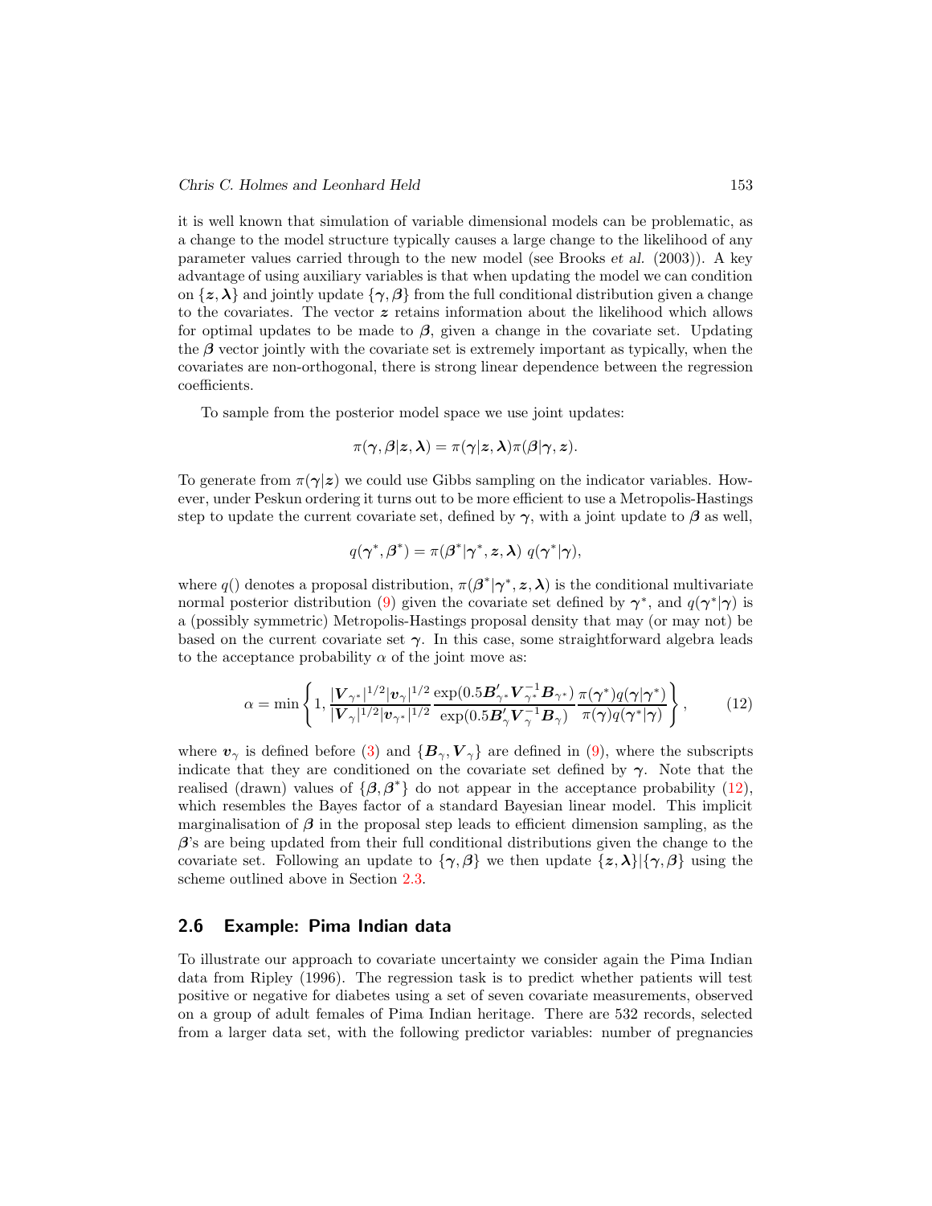it is well known that simulation of variable dimensional models can be problematic, as a change to the model structure typically causes a large change to the likelihood of any parameter values carried through to the new model (see Brooks *et al.* (2003)). A key advantage of using auxiliary variables is that when updating the model we can condition on $\{\boldsymbol{z}, \boldsymbol{\lambda}\}$ and jointly update $\{\boldsymbol{\gamma}, \boldsymbol{\beta}\}$ from the full conditional distribution given a change to the covariates. The vector $\boldsymbol{z}$ retains information about the likelihood which allows for optimal updates to be made to $\boldsymbol{\beta}$, given a change in the covariate set. Updating the $\boldsymbol{\beta}$ vector jointly with the covariate set is extremely important as typically, when the covariates are non-orthogonal, there is strong linear dependence between the regression coefficients.

To sample from the posterior model space we use joint updates:

$$\pi(\boldsymbol{\gamma}, \boldsymbol{\beta}|\boldsymbol{z}, \boldsymbol{\lambda}) = \pi(\boldsymbol{\gamma}|\boldsymbol{z}, \boldsymbol{\lambda})\pi(\boldsymbol{\beta}|\boldsymbol{\gamma}, \boldsymbol{z}).$$

To generate from $\pi(\boldsymbol{\gamma}|\boldsymbol{z})$ we could use Gibbs sampling on the indicator variables. However, under Peskun ordering it turns out to be more efficient to use a Metropolis-Hastings step to update the current covariate set, defined by $\boldsymbol{\gamma}$, with a joint update to $\boldsymbol{\beta}$ as well,

$$q(\boldsymbol{\gamma}^*, \boldsymbol{\beta}^*) = \pi(\boldsymbol{\beta}^*|\boldsymbol{\gamma}^*, \boldsymbol{z}, \boldsymbol{\lambda})\; q(\boldsymbol{\gamma}^*|\boldsymbol{\gamma}),$$

where $q()$ denotes a proposal distribution, $\pi(\boldsymbol{\beta}^*|\boldsymbol{\gamma}^*, \boldsymbol{z}, \boldsymbol{\lambda})$ is the conditional multivariate normal posterior distribution (9) given the covariate set defined by $\boldsymbol{\gamma}^*$, and $q(\boldsymbol{\gamma}^*|\boldsymbol{\gamma})$ is a (possibly symmetric) Metropolis-Hastings proposal density that may (or may not) be based on the current covariate set $\boldsymbol{\gamma}$. In this case, some straightforward algebra leads to the acceptance probability $\alpha$ of the joint move as:

$$\alpha = \min\left\{1, \frac{|\boldsymbol{V}_{\gamma^*}|^{1/2}|\boldsymbol{v}_{\gamma}|^{1/2}}{|\boldsymbol{V}_{\gamma}|^{1/2}|\boldsymbol{v}_{\gamma^*}|^{1/2}} \frac{\exp(0.5\boldsymbol{B}'_{\gamma^*}\boldsymbol{V}_{\gamma^*}^{-1}\boldsymbol{B}_{\gamma^*})}{\exp(0.5\boldsymbol{B}'_{\gamma}\boldsymbol{V}_{\gamma}^{-1}\boldsymbol{B}_{\gamma})} \frac{\pi(\boldsymbol{\gamma}^*)q(\boldsymbol{\gamma}|\boldsymbol{\gamma}^*)}{\pi(\boldsymbol{\gamma})q(\boldsymbol{\gamma}^*|\boldsymbol{\gamma})}\right\}, \tag{12}$$

where $\boldsymbol{v}_{\gamma}$ is defined before (3) and $\{\boldsymbol{B}_{\gamma}, \boldsymbol{V}_{\gamma}\}$ are defined in (9), where the subscripts indicate that they are conditioned on the covariate set defined by $\boldsymbol{\gamma}$. Note that the realised (drawn) values of $\{\boldsymbol{\beta}, \boldsymbol{\beta}^*\}$ do not appear in the acceptance probability (12), which resembles the Bayes factor of a standard Bayesian linear model. This implicit marginalisation of $\boldsymbol{\beta}$ in the proposal step leads to efficient dimension sampling, as the $\boldsymbol{\beta}$'s are being updated from their full conditional distributions given the change to the covariate set. Following an update to $\{\boldsymbol{\gamma}, \boldsymbol{\beta}\}$ we then update $\{\boldsymbol{z}, \boldsymbol{\lambda}\}|\{\boldsymbol{\gamma}, \boldsymbol{\beta}\}$ using the scheme outlined above in Section 2.3.

## 2.6 Example: Pima Indian data

To illustrate our approach to covariate uncertainty we consider again the Pima Indian data from Ripley (1996). The regression task is to predict whether patients will test positive or negative for diabetes using a set of seven covariate measurements, observed on a group of adult females of Pima Indian heritage. There are 532 records, selected from a larger data set, with the following predictor variables: number of pregnancies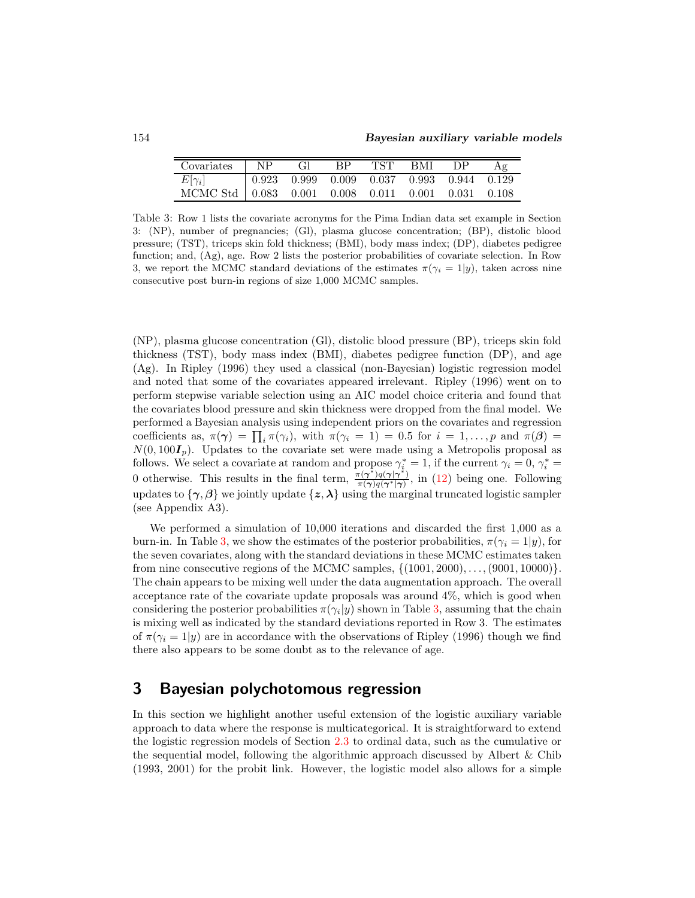| Covariates | NP | Gl | BP | TST | BMI | DP | Ag |
|---|---|---|---|---|---|---|---|
| $E[\gamma_i]$ | 0.923 | 0.999 | 0.009 | 0.037 | 0.993 | 0.944 | 0.129 |
| MCMC Std | 0.083 | 0.001 | 0.008 | 0.011 | 0.001 | 0.031 | 0.108 |

Table 3: Row 1 lists the covariate acronyms for the Pima Indian data set example in Section 3: (NP), number of pregnancies; (Gl), plasma glucose concentration; (BP), distolic blood pressure; (TST), triceps skin fold thickness; (BMI), body mass index; (DP), diabetes pedigree function; and, (Ag), age. Row 2 lists the posterior probabilities of covariate selection. In Row 3, we report the MCMC standard deviations of the estimates $\pi(\gamma_i = 1|y)$, taken across nine consecutive post burn-in regions of size 1,000 MCMC samples.

(NP), plasma glucose concentration (Gl), distolic blood pressure (BP), triceps skin fold thickness (TST), body mass index (BMI), diabetes pedigree function (DP), and age (Ag). In Ripley (1996) they used a classical (non-Bayesian) logistic regression model and noted that some of the covariates appeared irrelevant. Ripley (1996) went on to perform stepwise variable selection using an AIC model choice criteria and found that the covariates blood pressure and skin thickness were dropped from the final model. We performed a Bayesian analysis using independent priors on the covariates and regression coefficients as, $\pi(\boldsymbol{\gamma}) = \prod_i \pi(\gamma_i)$, with $\pi(\gamma_i = 1) = 0.5$ for $i = 1, \ldots, p$ and $\pi(\boldsymbol{\beta}) = N(0, 100\boldsymbol{I}_p)$. Updates to the covariate set were made using a Metropolis proposal as follows. We select a covariate at random and propose $\gamma_i^* = 1$, if the current $\gamma_i = 0$, $\gamma_i^* = 0$ otherwise. This results in the final term, $\frac{\pi(\boldsymbol{\gamma}^*)q(\boldsymbol{\gamma}|\boldsymbol{\gamma}^*)}{\pi(\boldsymbol{\gamma})q(\boldsymbol{\gamma}^*|\boldsymbol{\gamma})}$, in (12) being one. Following updates to $\{\boldsymbol{\gamma}, \boldsymbol{\beta}\}$ we jointly update $\{\boldsymbol{z}, \boldsymbol{\lambda}\}$ using the marginal truncated logistic sampler (see Appendix A3).

We performed a simulation of 10,000 iterations and discarded the first 1,000 as a burn-in. In Table 3, we show the estimates of the posterior probabilities, $\pi(\gamma_i = 1|y)$, for the seven covariates, along with the standard deviations in these MCMC estimates taken from nine consecutive regions of the MCMC samples, $\{(1001, 2000), \ldots, (9001, 10000)\}$. The chain appears to be mixing well under the data augmentation approach. The overall acceptance rate of the covariate update proposals was around 4%, which is good when considering the posterior probabilities $\pi(\gamma_i|y)$ shown in Table 3, assuming that the chain is mixing well as indicated by the standard deviations reported in Row 3. The estimates of $\pi(\gamma_i = 1|y)$ are in accordance with the observations of Ripley (1996) though we find there also appears to be some doubt as to the relevance of age.

## 3 Bayesian polychotomous regression

In this section we highlight another useful extension of the logistic auxiliary variable approach to data where the response is multicategorical. It is straightforward to extend the logistic regression models of Section 2.3 to ordinal data, such as the cumulative or the sequential model, following the algorithmic approach discussed by Albert & Chib (1993, 2001) for the probit link. However, the logistic model also allows for a simple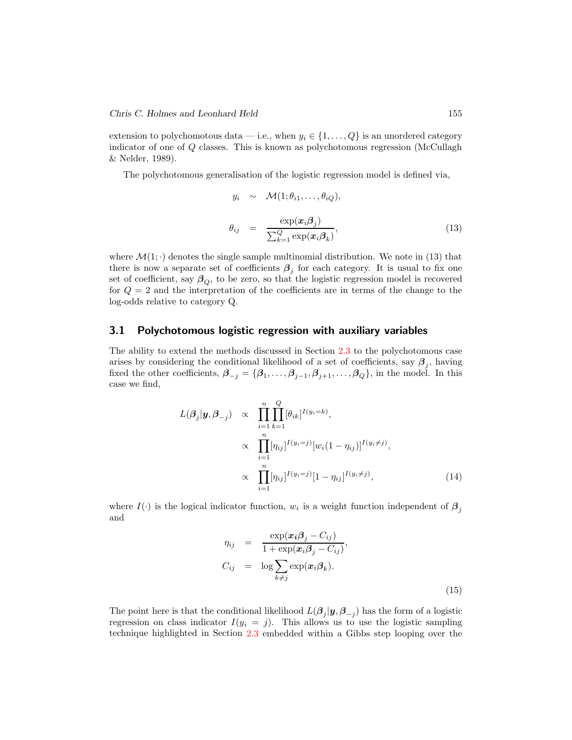extension to polychomotous data — i.e., when $y_i \in \{1, \ldots, Q\}$ is an unordered category indicator of one of $Q$ classes. This is known as polychotomous regression (McCullagh & Nelder, 1989).

The polychotomous generalisation of the logistic regression model is defined via,

$$
\begin{aligned}
y_i &\sim \mathcal{M}(1; \theta_{i1}, \ldots, \theta_{iQ}), \\
\theta_{ij} &= \frac{\exp(\boldsymbol{x}_i \boldsymbol{\beta}_j)}{\sum_{k=1}^{Q} \exp(\boldsymbol{x}_i \boldsymbol{\beta}_k)},
\end{aligned}
\tag{13}
$$

where $\mathcal{M}(1; \cdot)$ denotes the single sample multinomial distribution. We note in (13) that there is now a separate set of coefficients $\boldsymbol{\beta}_j$ for each category. It is usual to fix one set of coefficient, say $\boldsymbol{\beta}_Q$, to be zero, so that the logistic regression model is recovered for $Q = 2$ and the interpretation of the coefficients are in terms of the change to the log-odds relative to category Q.

## 3.1 Polychotomous logistic regression with auxiliary variables

The ability to extend the methods discussed in Section 2.3 to the polychotomous case arises by considering the conditional likelihood of a set of coefficients, say $\boldsymbol{\beta}_j$, having fixed the other coefficients, $\boldsymbol{\beta}_{-j} = \{\boldsymbol{\beta}_1, \ldots, \boldsymbol{\beta}_{j-1}, \boldsymbol{\beta}_{j+1}, \ldots, \boldsymbol{\beta}_Q\}$, in the model. In this case we find,

$$
\begin{aligned}
L(\boldsymbol{\beta}_j | \boldsymbol{y}, \boldsymbol{\beta}_{-j}) &\propto \prod_{i=1}^{n} \prod_{k=1}^{Q} [\theta_{ik}]^{I(y_i = k)}, \\
&\propto \prod_{i=1}^{n} [\eta_{ij}]^{I(y_i = j)} [w_i(1 - \eta_{ij})]^{I(y_i \neq j)}, \\
&\propto \prod_{i=1}^{n} [\eta_{ij}]^{I(y_i = j)} [1 - \eta_{ij}]^{I(y_i \neq j)},
\end{aligned}
\tag{14}
$$

where $I(\cdot)$ is the logical indicator function, $w_i$ is a weight function independent of $\boldsymbol{\beta}_j$ and

$$
\begin{aligned}
\eta_{ij} &= \frac{\exp(\boldsymbol{x}_i \boldsymbol{\beta}_j - C_{ij})}{1 + \exp(\boldsymbol{x}_i \boldsymbol{\beta}_j - C_{ij})}, \\
C_{ij} &= \log \sum_{k \neq j} \exp(\boldsymbol{x}_i \boldsymbol{\beta}_k).
\end{aligned}
\tag{15}
$$

The point here is that the conditional likelihood $L(\boldsymbol{\beta}_j | \boldsymbol{y}, \boldsymbol{\beta}_{-j})$ has the form of a logistic regression on class indicator $I(y_i = j)$. This allows us to use the logistic sampling technique highlighted in Section 2.3 embedded within a Gibbs step looping over the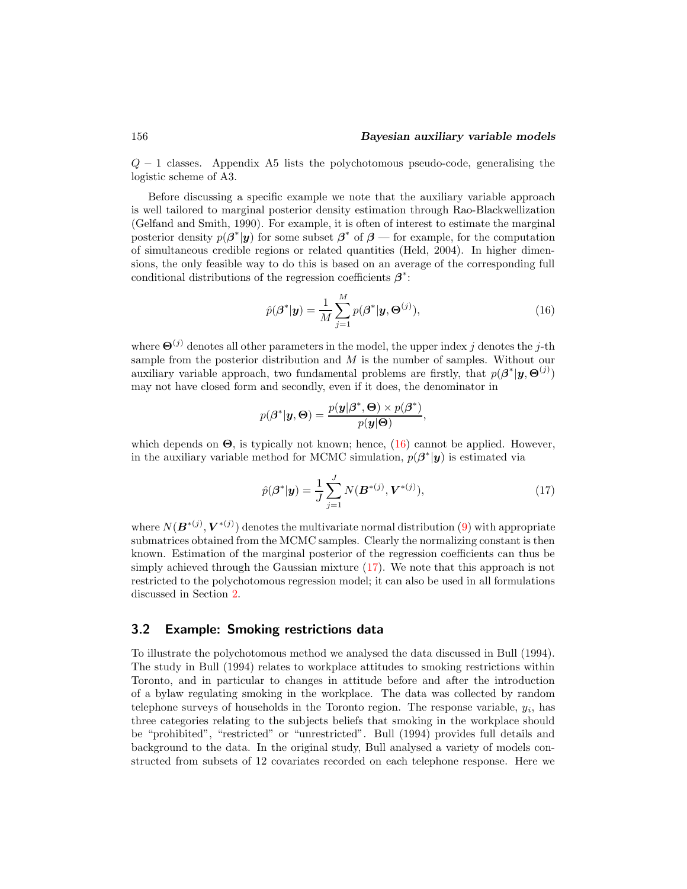$Q - 1$ classes. Appendix A5 lists the polychotomous pseudo-code, generalising the logistic scheme of A3.

Before discussing a specific example we note that the auxiliary variable approach is well tailored to marginal posterior density estimation through Rao-Blackwellization (Gelfand and Smith, 1990). For example, it is often of interest to estimate the marginal posterior density $p(\boldsymbol{\beta}^*|\boldsymbol{y})$ for some subset $\boldsymbol{\beta}^*$ of $\boldsymbol{\beta}$ — for example, for the computation of simultaneous credible regions or related quantities (Held, 2004). In higher dimensions, the only feasible way to do this is based on an average of the corresponding full conditional distributions of the regression coefficients $\boldsymbol{\beta}^*$:

$$\hat{p}(\boldsymbol{\beta}^*|\boldsymbol{y}) = \frac{1}{M}\sum_{j=1}^{M} p(\boldsymbol{\beta}^*|\boldsymbol{y}, \boldsymbol{\Theta}^{(j)}), \tag{16}$$

where $\boldsymbol{\Theta}^{(j)}$ denotes all other parameters in the model, the upper index $j$ denotes the $j$-th sample from the posterior distribution and $M$ is the number of samples. Without our auxiliary variable approach, two fundamental problems are firstly, that $p(\boldsymbol{\beta}^*|\boldsymbol{y}, \boldsymbol{\Theta}^{(j)})$ may not have closed form and secondly, even if it does, the denominator in

$$p(\boldsymbol{\beta}^*|\boldsymbol{y}, \boldsymbol{\Theta}) = \frac{p(\boldsymbol{y}|\boldsymbol{\beta}^*, \boldsymbol{\Theta}) \times p(\boldsymbol{\beta}^*)}{p(\boldsymbol{y}|\boldsymbol{\Theta})},$$

which depends on $\boldsymbol{\Theta}$, is typically not known; hence, (16) cannot be applied. However, in the auxiliary variable method for MCMC simulation, $p(\boldsymbol{\beta}^*|\boldsymbol{y})$ is estimated via

$$\hat{p}(\boldsymbol{\beta}^*|\boldsymbol{y}) = \frac{1}{J}\sum_{j=1}^{J} N(\boldsymbol{B}^{*(j)}, \boldsymbol{V}^{*(j)}), \tag{17}$$

where $N(\boldsymbol{B}^{*(j)}, \boldsymbol{V}^{*(j)})$ denotes the multivariate normal distribution (9) with appropriate submatrices obtained from the MCMC samples. Clearly the normalizing constant is then known. Estimation of the marginal posterior of the regression coefficients can thus be simply achieved through the Gaussian mixture (17). We note that this approach is not restricted to the polychotomous regression model; it can also be used in all formulations discussed in Section 2.

## 3.2 Example: Smoking restrictions data

To illustrate the polychotomous method we analysed the data discussed in Bull (1994). The study in Bull (1994) relates to workplace attitudes to smoking restrictions within Toronto, and in particular to changes in attitude before and after the introduction of a bylaw regulating smoking in the workplace. The data was collected by random telephone surveys of households in the Toronto region. The response variable, $y_i$, has three categories relating to the subjects beliefs that smoking in the workplace should be "prohibited", "restricted" or "unrestricted". Bull (1994) provides full details and background to the data. In the original study, Bull analysed a variety of models constructed from subsets of 12 covariates recorded on each telephone response. Here we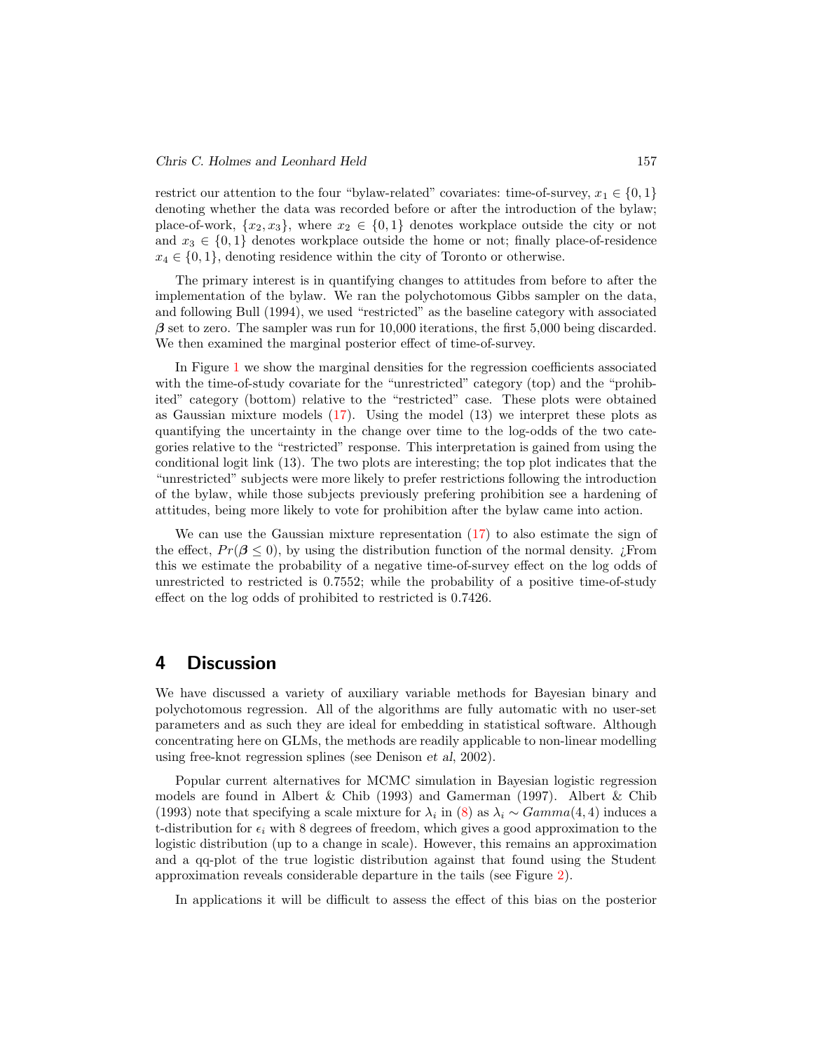restrict our attention to the four "bylaw-related" covariates: time-of-survey, $x_1 \in \{0,1\}$ denoting whether the data was recorded before or after the introduction of the bylaw; place-of-work, $\{x_2, x_3\}$, where $x_2 \in \{0,1\}$ denotes workplace outside the city or not and $x_3 \in \{0,1\}$ denotes workplace outside the home or not; finally place-of-residence $x_4 \in \{0,1\}$, denoting residence within the city of Toronto or otherwise.

The primary interest is in quantifying changes to attitudes from before to after the implementation of the bylaw. We ran the polychotomous Gibbs sampler on the data, and following Bull (1994), we used "restricted" as the baseline category with associated $\boldsymbol{\beta}$ set to zero. The sampler was run for 10,000 iterations, the first 5,000 being discarded. We then examined the marginal posterior effect of time-of-survey.

In Figure 1 we show the marginal densities for the regression coefficients associated with the time-of-study covariate for the "unrestricted" category (top) and the "prohibited" category (bottom) relative to the "restricted" case. These plots were obtained as Gaussian mixture models (17). Using the model (13) we interpret these plots as quantifying the uncertainty in the change over time to the log-odds of the two categories relative to the "restricted" response. This interpretation is gained from using the conditional logit link (13). The two plots are interesting; the top plot indicates that the "unrestricted" subjects were more likely to prefer restrictions following the introduction of the bylaw, while those subjects previously prefering prohibition see a hardening of attitudes, being more likely to vote for prohibition after the bylaw came into action.

We can use the Gaussian mixture representation (17) to also estimate the sign of the effect, $Pr(\boldsymbol{\beta} \leq 0)$, by using the distribution function of the normal density. ¿From this we estimate the probability of a negative time-of-survey effect on the log odds of unrestricted to restricted is 0.7552; while the probability of a positive time-of-study effect on the log odds of prohibited to restricted is 0.7426.

# 4 Discussion

We have discussed a variety of auxiliary variable methods for Bayesian binary and polychotomous regression. All of the algorithms are fully automatic with no user-set parameters and as such they are ideal for embedding in statistical software. Although concentrating here on GLMs, the methods are readily applicable to non-linear modelling using free-knot regression splines (see Denison *et al*, 2002).

Popular current alternatives for MCMC simulation in Bayesian logistic regression models are found in Albert & Chib (1993) and Gamerman (1997). Albert & Chib (1993) note that specifying a scale mixture for $\lambda_i$ in (8) as $\lambda_i \sim Gamma(4,4)$ induces a t-distribution for $\epsilon_i$ with 8 degrees of freedom, which gives a good approximation to the logistic distribution (up to a change in scale). However, this remains an approximation and a qq-plot of the true logistic distribution against that found using the Student approximation reveals considerable departure in the tails (see Figure 2).

In applications it will be difficult to assess the effect of this bias on the posterior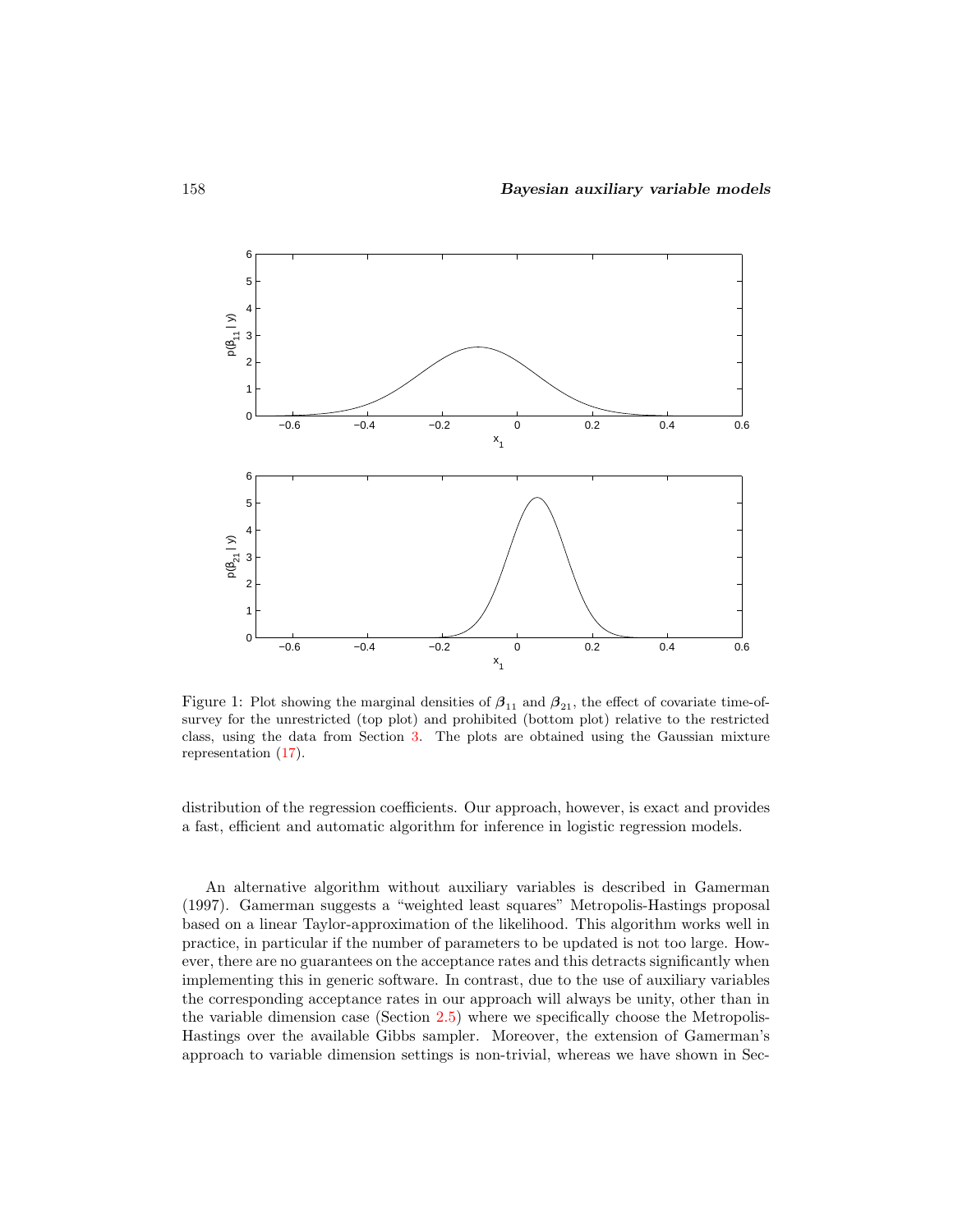Figure 1: Plot showing the marginal densities of $\boldsymbol{\beta}_{11}$ and $\boldsymbol{\beta}_{21}$, the effect of covariate time-of-survey for the unrestricted (top plot) and prohibited (bottom plot) relative to the restricted class, using the data from Section 3. The plots are obtained using the Gaussian mixture representation (17).

distribution of the regression coefficients. Our approach, however, is exact and provides a fast, efficient and automatic algorithm for inference in logistic regression models.

An alternative algorithm without auxiliary variables is described in Gamerman (1997). Gamerman suggests a "weighted least squares" Metropolis-Hastings proposal based on a linear Taylor-approximation of the likelihood. This algorithm works well in practice, in particular if the number of parameters to be updated is not too large. However, there are no guarantees on the acceptance rates and this detracts significantly when implementing this in generic software. In contrast, due to the use of auxiliary variables the corresponding acceptance rates in our approach will always be unity, other than in the variable dimension case (Section 2.5) where we specifically choose the Metropolis-Hastings over the available Gibbs sampler. Moreover, the extension of Gamerman's approach to variable dimension settings is non-trivial, whereas we have shown in Sec-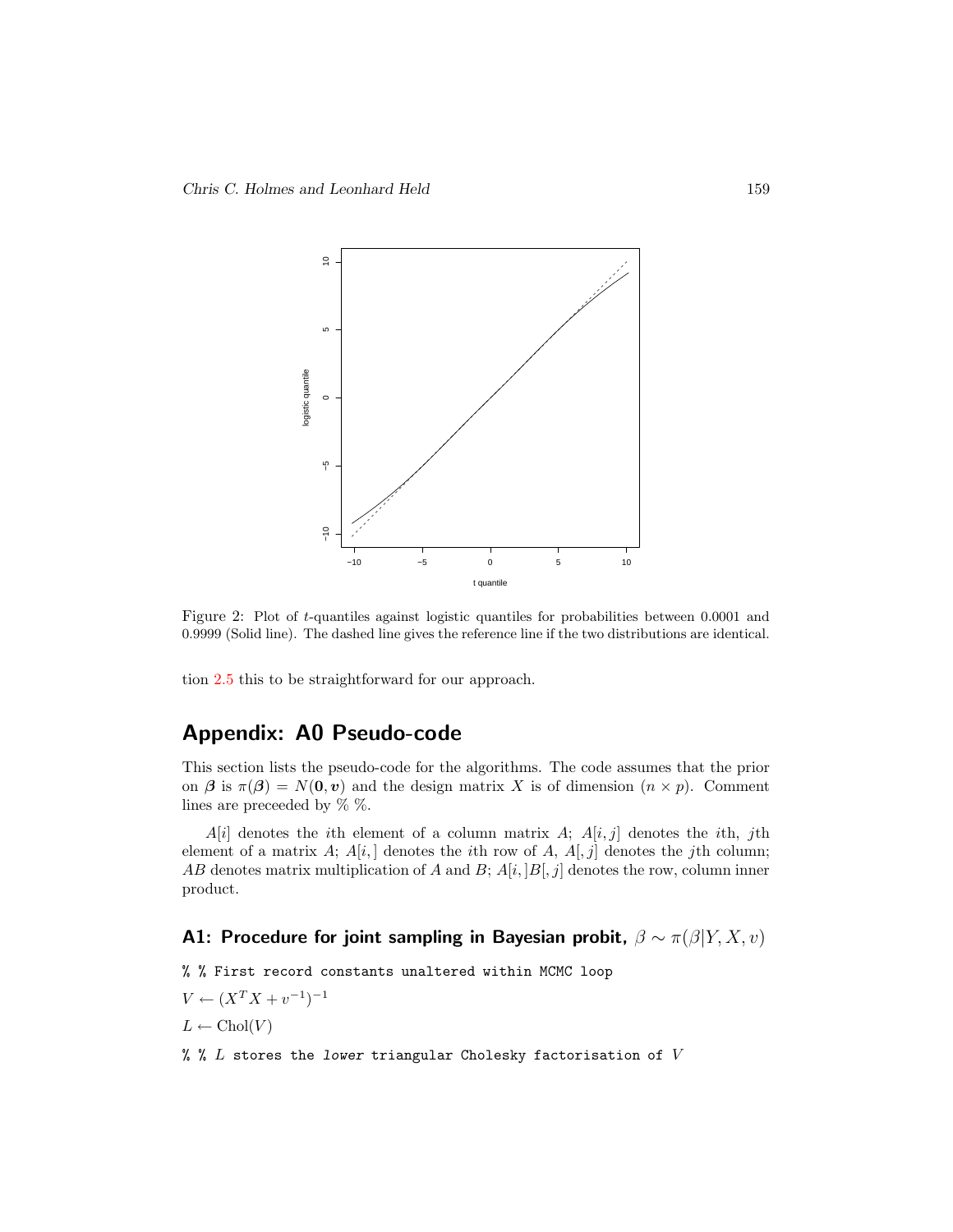Figure 2: Plot of $t$-quantiles against logistic quantiles for probabilities between 0.0001 and 0.9999 (Solid line). The dashed line gives the reference line if the two distributions are identical.

tion 2.5 this to be straightforward for our approach.

## Appendix: A0 Pseudo-code

This section lists the pseudo-code for the algorithms. The code assumes that the prior on $\boldsymbol{\beta}$ is $\pi(\boldsymbol{\beta}) = N(\mathbf{0}, \boldsymbol{v})$ and the design matrix $X$ is of dimension $(n \times p)$. Comment lines are preceeded by % %.

$A[i]$ denotes the $i$th element of a column matrix $A$; $A[i, j]$ denotes the $i$th, $j$th element of a matrix $A$; $A[i, ]$ denotes the $i$th row of $A$, $A[, j]$ denotes the $j$th column; $AB$ denotes matrix multiplication of $A$ and $B$; $A[i, ]B[, j]$ denotes the row, column inner product.

### A1: Procedure for joint sampling in Bayesian probit, $\beta \sim \pi(\beta|Y, X, v)$

% % First record constants unaltered within MCMC loop

$V \leftarrow (X^T X + v^{-1})^{-1}$

$L \leftarrow \text{Chol}(V)$

% % $L$ stores the *lower* triangular Cholesky factorisation of $V$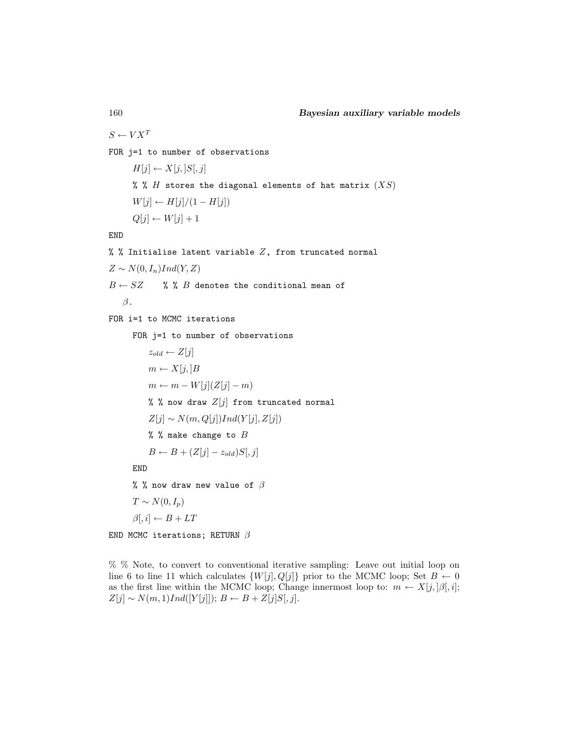```
S ← V X^T
FOR j=1 to number of observations
    H[j] ← X[j,]S[,j]
    %% H stores the diagonal elements of hat matrix (XS)
    W[j] ← H[j]/(1 − H[j])
    Q[j] ← W[j] + 1
END
%% Initialise latent variable Z, from truncated normal
Z ~ N(0, I_n)Ind(Y, Z)
B ← SZ    %% B denotes the conditional mean of
  β.
FOR i=1 to MCMC iterations
    FOR j=1 to number of observations
        z_old ← Z[j]
        m ← X[j,]B
        m ← m − W[j](Z[j] − m)
        %% now draw Z[j] from truncated normal
        Z[j] ~ N(m, Q[j])Ind(Y[j], Z[j])
        %% make change to B
        B ← B + (Z[j] − z_old)S[,j]
    END
    %% now draw new value of β
    T ~ N(0, I_p)
    β[,i] ← B + LT
END MCMC iterations; RETURN β
```

%% Note, to convert to conventional iterative sampling: Leave out initial loop on line 6 to line 11 which calculates $\{W[j], Q[j]\}$ prior to the MCMC loop; Set $B \leftarrow 0$ as the first line within the MCMC loop; Change innermost loop to: $m \leftarrow X[j,]\beta[,i]$; $Z[j] \sim N(m, 1)Ind([Y[j]])$; $B \leftarrow B + Z[j]S[,j]$.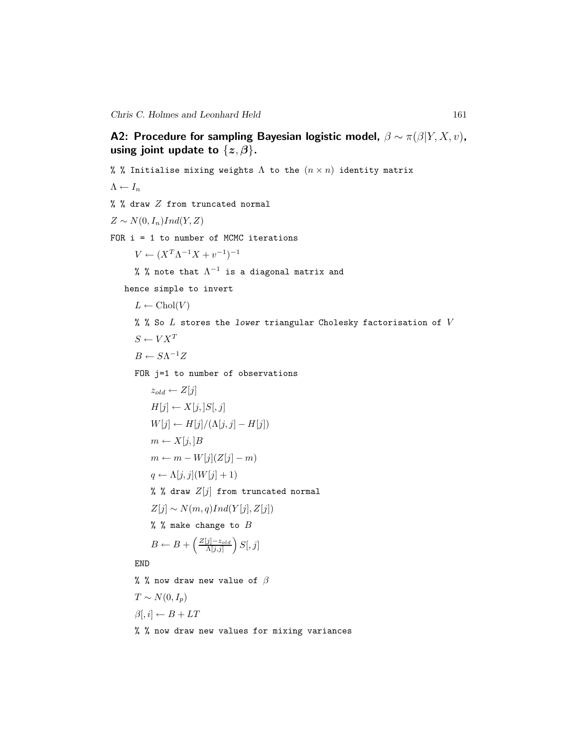### A2: Procedure for sampling Bayesian logistic model, $\beta \sim \pi(\beta|Y, X, v)$, using joint update to $\{z, \beta\}$.

% % Initialise mixing weights $\Lambda$ to the $(n \times n)$ identity matrix

$\Lambda \leftarrow I_n$

% % draw $Z$ from truncated normal

$Z \sim N(0, I_n) Ind(Y, Z)$

FOR i = 1 to number of MCMC iterations

$V \leftarrow (X^T \Lambda^{-1} X + v^{-1})^{-1}$

% % note that $\Lambda^{-1}$ is a diagonal matrix and hence simple to invert

$L \leftarrow \text{Chol}(V)$

% % So $L$ stores the *lower* triangular Cholesky factorisation of $V$

$S \leftarrow V X^T$

$B \leftarrow S \Lambda^{-1} Z$

FOR j=1 to number of observations

$z_{old} \leftarrow Z[j]$

$H[j] \leftarrow X[j,]S[,j]$

$W[j] \leftarrow H[j]/(\Lambda[j,j] - H[j])$

$m \leftarrow X[j,]B$

$m \leftarrow m - W[j](Z[j] - m)$

$q \leftarrow \Lambda[j,j](W[j] + 1)$

% % draw $Z[j]$ from truncated normal

$Z[j] \sim N(m, q) Ind(Y[j], Z[j])$

% % make change to $B$

$B \leftarrow B + \left(\frac{Z[j] - z_{old}}{\Lambda[j,j]}\right) S[,j]$

END

% % now draw new value of $\beta$

$T \sim N(0, I_p)$

$\beta[,i] \leftarrow B + LT$

% % now draw new values for mixing variances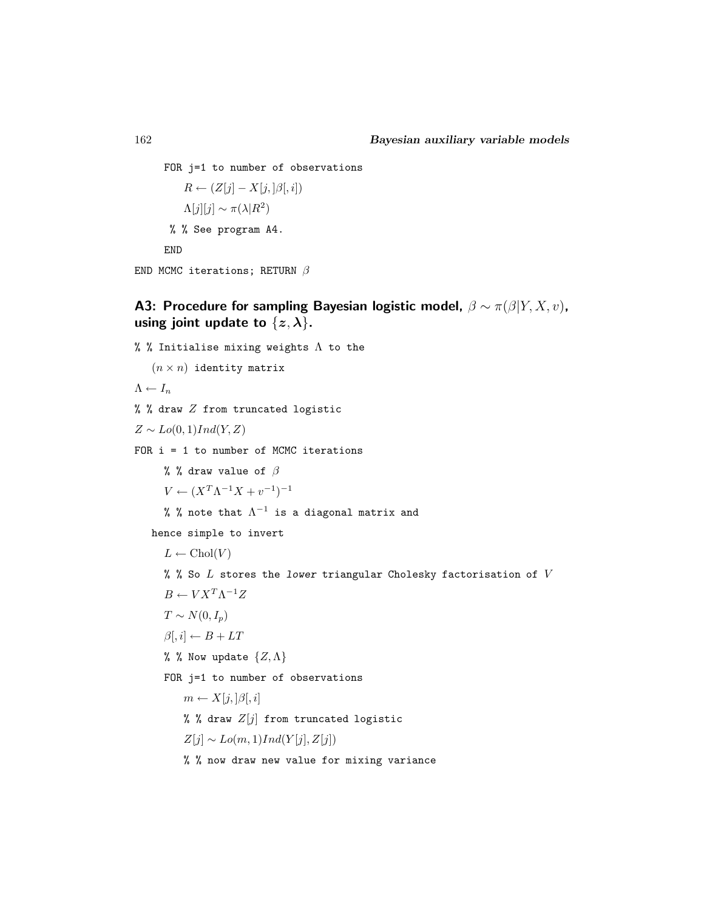FOR j=1 to number of observations

$R \leftarrow (Z[j] - X[j,]\beta[,i])$

$\Lambda[j][j] \sim \pi(\lambda|R^2)$

% % See program A4.

END

END MCMC iterations; RETURN $\beta$

## A3: Procedure for sampling Bayesian logistic model, $\beta \sim \pi(\beta|Y, X, v)$, using joint update to $\{z, \lambda\}$.

% % Initialise mixing weights $\Lambda$ to the $(n \times n)$ identity matrix

$\Lambda \leftarrow I_n$

% % draw $Z$ from truncated logistic

$Z \sim Lo(0,1)Ind(Y, Z)$

FOR i = 1 to number of MCMC iterations

% % draw value of $\beta$

$V \leftarrow (X^T \Lambda^{-1} X + v^{-1})^{-1}$

% % note that $\Lambda^{-1}$ is a diagonal matrix and hence simple to invert

$L \leftarrow \mathrm{Chol}(V)$

% % So $L$ stores the *lower* triangular Cholesky factorisation of $V$

$B \leftarrow V X^T \Lambda^{-1} Z$

$T \sim N(0, I_p)$

$\beta[,i] \leftarrow B + LT$

% % Now update $\{Z, \Lambda\}$

FOR j=1 to number of observations

$m \leftarrow X[j,]\beta[,i]$

% % draw $Z[j]$ from truncated logistic

$Z[j] \sim Lo(m,1)Ind(Y[j], Z[j])$

% % now draw new value for mixing variance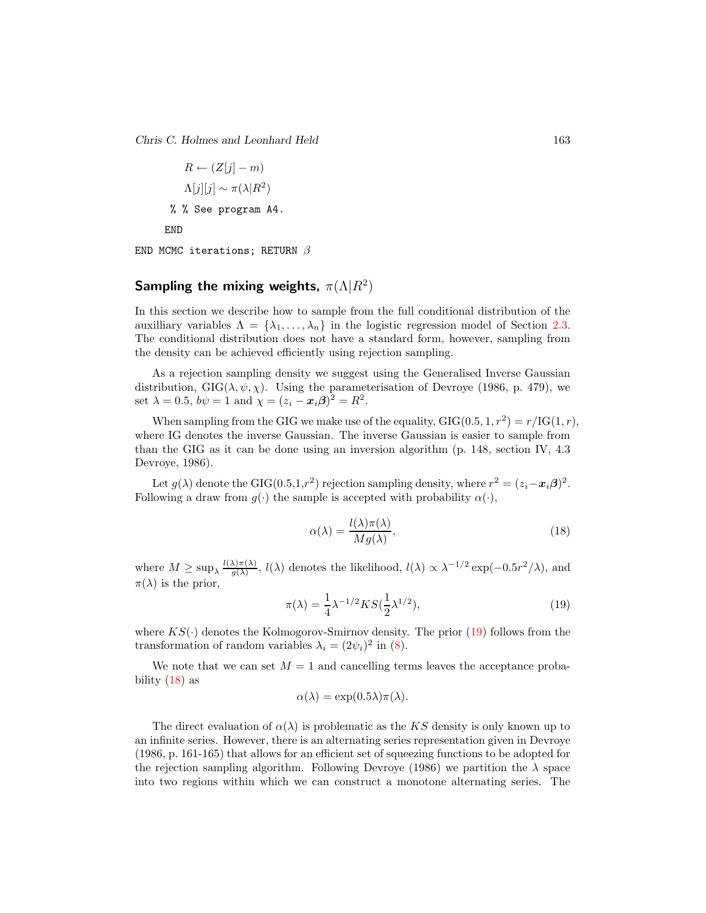```
        R ← (Z[j] − m)
        Λ[j][j] ∼ π(λ|R^2)
      % % See program A4.
    END
END MCMC iterations; RETURN β
```

## Sampling the mixing weights, $\pi(\Lambda|R^2)$

In this section we describe how to sample from the full conditional distribution of the auxilliary variables $\Lambda = \{\lambda_1, \ldots, \lambda_n\}$ in the logistic regression model of Section 2.3. The conditional distribution does not have a standard form, however, sampling from the density can be achieved efficiently using rejection sampling.

As a rejection sampling density we suggest using the Generalised Inverse Gaussian distribution, $\text{GIG}(\lambda, \psi, \chi)$. Using the parameterisation of Devroye (1986, p. 479), we set $\lambda = 0.5$, $b\psi = 1$ and $\chi = (z_i - \boldsymbol{x}_i\boldsymbol{\beta})^2 = R^2$.

When sampling from the GIG we make use of the equality, $\text{GIG}(0.5, 1, r^2) = r/\text{IG}(1, r)$, where IG denotes the inverse Gaussian. The inverse Gaussian is easier to sample from than the GIG as it can be done using an inversion algorithm (p. 148, section IV, 4.3 Devroye, 1986).

Let $g(\lambda)$ denote the GIG(0.5,1,$r^2$) rejection sampling density, where $r^2 = (z_i - \boldsymbol{x}_i\boldsymbol{\beta})^2$. Following a draw from $g(\cdot)$ the sample is accepted with probability $\alpha(\cdot)$,

$$\alpha(\lambda) = \frac{l(\lambda)\pi(\lambda)}{Mg(\lambda)}, \tag{18}$$

where $M \geq \sup_\lambda \frac{l(\lambda)\pi(\lambda)}{g(\lambda)}$, $l(\lambda)$ denotes the likelihood, $l(\lambda) \propto \lambda^{-1/2}\exp(-0.5r^2/\lambda)$, and $\pi(\lambda)$ is the prior,

$$\pi(\lambda) = \frac{1}{4}\lambda^{-1/2}KS(\frac{1}{2}\lambda^{1/2}), \tag{19}$$

where $KS(\cdot)$ denotes the Kolmogorov-Smirnov density. The prior (19) follows from the transformation of random variables $\lambda_i = (2\psi_i)^2$ in (8).

We note that we can set $M = 1$ and cancelling terms leaves the acceptance probability (18) as

$$\alpha(\lambda) = \exp(0.5\lambda)\pi(\lambda).$$

The direct evaluation of $\alpha(\lambda)$ is problematic as the $KS$ density is only known up to an infinite series. However, there is an alternating series representation given in Devroye (1986, p. 161-165) that allows for an efficient set of squeezing functions to be adopted for the rejection sampling algorithm. Following Devroye (1986) we partition the $\lambda$ space into two regions within which we can construct a monotone alternating series. The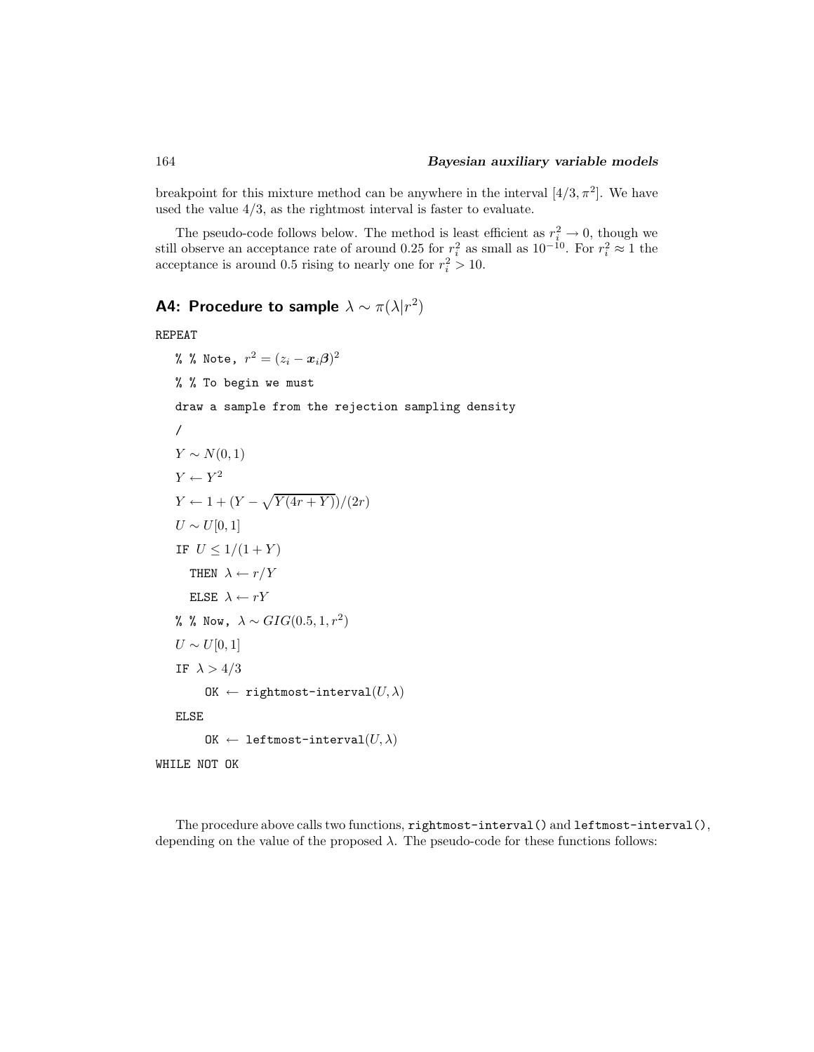breakpoint for this mixture method can be anywhere in the interval $[4/3, \pi^2]$. We have used the value $4/3$, as the rightmost interval is faster to evaluate.

The pseudo-code follows below. The method is least efficient as $r_i^2 \to 0$, though we still observe an acceptance rate of around 0.25 for $r_i^2$ as small as $10^{-10}$. For $r_i^2 \approx 1$ the acceptance is around 0.5 rising to nearly one for $r_i^2 > 10$.

## A4: Procedure to sample $\lambda \sim \pi(\lambda|r^2)$

```
REPEAT
    % % Note, r^2 = (z_i - x_i β)^2
    % % To begin we must
    draw a sample from the rejection sampling density
    /
    Y ~ N(0,1)
    Y ← Y^2
    Y ← 1 + (Y - sqrt(Y(4r + Y)))/(2r)
    U ~ U[0,1]
    IF U ≤ 1/(1 + Y)
      THEN λ ← r/Y
      ELSE λ ← rY
    % % Now, λ ~ GIG(0.5, 1, r^2)
    U ~ U[0,1]
    IF λ > 4/3
        OK ← rightmost-interval(U, λ)
    ELSE
        OK ← leftmost-interval(U, λ)
WHILE NOT OK
```

The procedure above calls two functions, `rightmost-interval()` and `leftmost-interval()`, depending on the value of the proposed $\lambda$. The pseudo-code for these functions follows: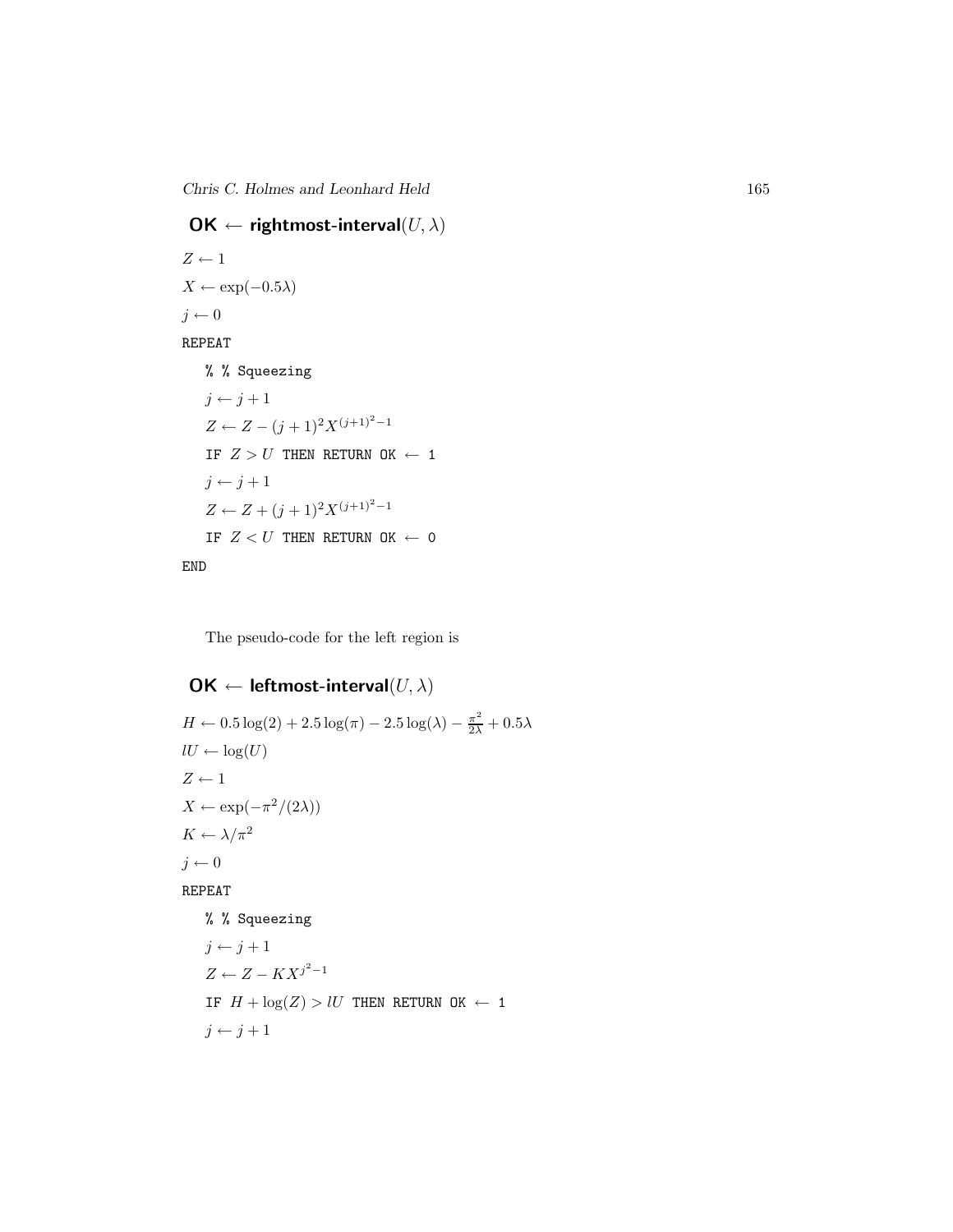**OK ← rightmost-interval**$(U, \lambda)$

$Z \leftarrow 1$

$X \leftarrow \exp(-0.5\lambda)$

$j \leftarrow 0$

REPEAT

    % % Squeezing

    $j \leftarrow j+1$

    $Z \leftarrow Z - (j+1)^2 X^{(j+1)^2-1}$

    IF $Z > U$ THEN RETURN OK ← 1

    $j \leftarrow j+1$

    $Z \leftarrow Z + (j+1)^2 X^{(j+1)^2-1}$

    IF $Z < U$ THEN RETURN OK ← 0

END

The pseudo-code for the left region is

**OK ← leftmost-interval**$(U, \lambda)$

$H \leftarrow 0.5\log(2) + 2.5\log(\pi) - 2.5\log(\lambda) - \frac{\pi^2}{2\lambda} + 0.5\lambda$

$lU \leftarrow \log(U)$

$Z \leftarrow 1$

$X \leftarrow \exp(-\pi^2/(2\lambda))$

$K \leftarrow \lambda/\pi^2$

$j \leftarrow 0$

REPEAT

    % % Squeezing

    $j \leftarrow j+1$

    $Z \leftarrow Z - KX^{j^2-1}$

    IF $H + \log(Z) > lU$ THEN RETURN OK ← 1

    $j \leftarrow j+1$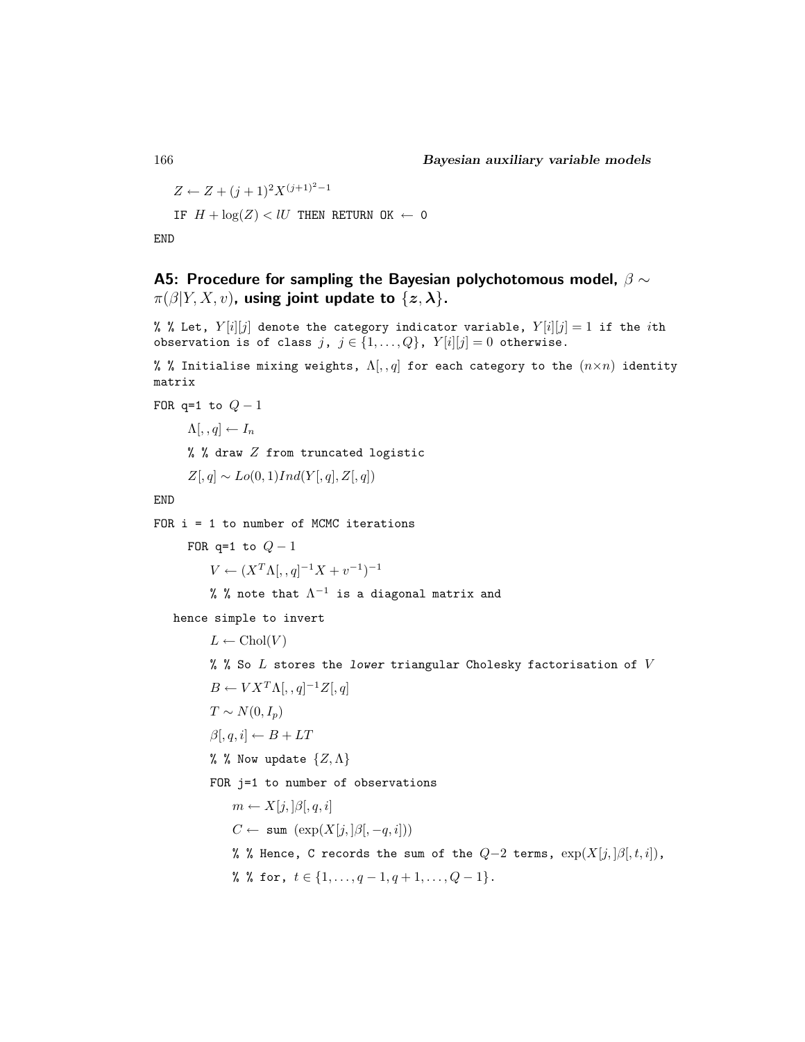$Z \leftarrow Z + (j+1)^2 X^{(j+1)^2-1}$

IF $H + \log(Z) < lU$ THEN RETURN OK ← 0

END

### A5: Procedure for sampling the Bayesian polychotomous model, $\beta \sim \pi(\beta|Y, X, v)$, using joint update to $\{\boldsymbol{z}, \boldsymbol{\lambda}\}$.

% % Let, $Y[i][j]$ denote the category indicator variable, $Y[i][j] = 1$ if the $i$th observation is of class $j$, $j \in \{1, \ldots, Q\}$, $Y[i][j] = 0$ otherwise.

% % Initialise mixing weights, $\Lambda[,,q]$ for each category to the $(n \times n)$ identity matrix

FOR q=1 to $Q-1$

$\Lambda[,,q] \leftarrow I_n$

% % draw $Z$ from truncated logistic

$Z[,q] \sim Lo(0,1) Ind(Y[,q], Z[,q])$

END

FOR i = 1 to number of MCMC iterations

FOR q=1 to $Q-1$

$V \leftarrow (X^T \Lambda[,,q]^{-1} X + v^{-1})^{-1}$

% % note that $\Lambda^{-1}$ is a diagonal matrix and hence simple to invert

$L \leftarrow \text{Chol}(V)$

% % So $L$ stores the *lower* triangular Cholesky factorisation of $V$

$B \leftarrow V X^T \Lambda[,,q]^{-1} Z[,q]$

$T \sim N(0, I_p)$

$\beta[,q,i] \leftarrow B + LT$

% % Now update $\{Z, \Lambda\}$

FOR j=1 to number of observations

$m \leftarrow X[j,]\beta[,q,i]$

$C \leftarrow$ sum $(\exp(X[j,]\beta[,-q,i]))$

% % Hence, C records the sum of the $Q-2$ terms, $\exp(X[j,]\beta[,t,i])$,

% % for, $t \in \{1, \ldots, q-1, q+1, \ldots, Q-1\}$.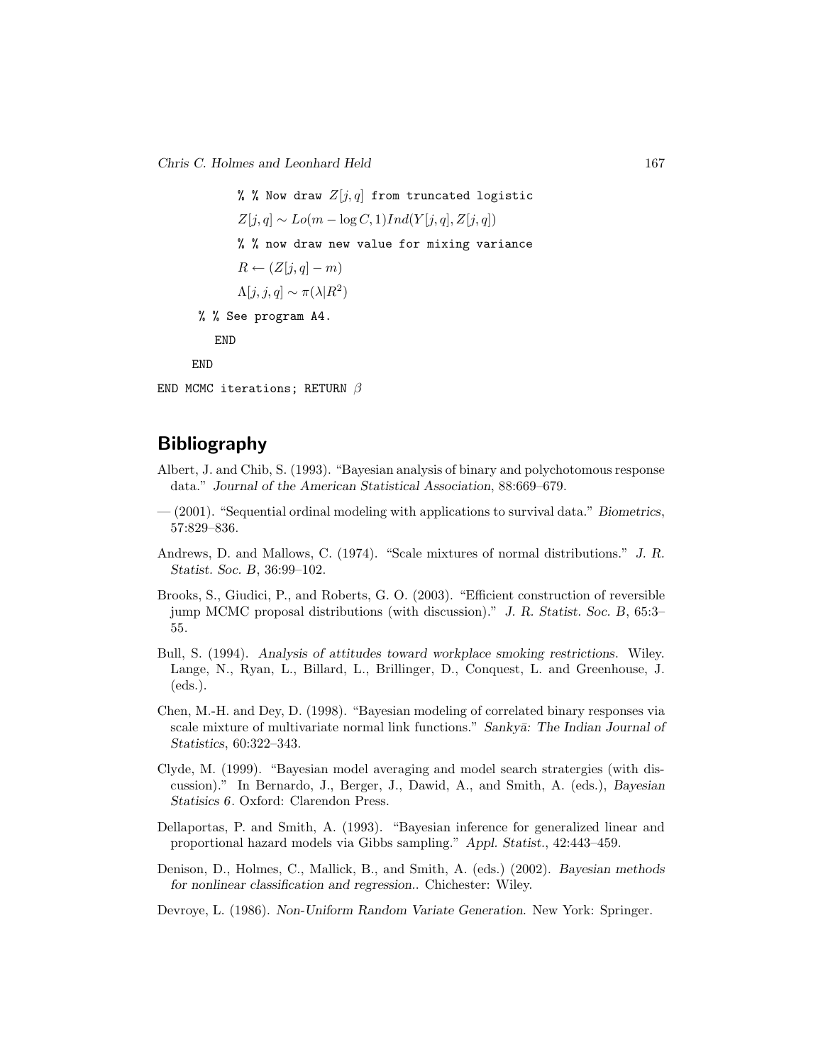```
            % % Now draw Z[j,q] from truncated logistic
            Z[j,q] ~ Lo(m − log C, 1) Ind(Y[j,q], Z[j,q])
            % % now draw new value for mixing variance
            R ← (Z[j,q] − m)
            Λ[j,j,q] ~ π(λ|R^2)
      % % See program A4.
         END
     END
END MCMC iterations; RETURN β
```

## Bibliography

Albert, J. and Chib, S. (1993). "Bayesian analysis of binary and polychotomous response data." *Journal of the American Statistical Association*, 88:669–679.

— (2001). "Sequential ordinal modeling with applications to survival data." *Biometrics*, 57:829–836.

Andrews, D. and Mallows, C. (1974). "Scale mixtures of normal distributions." *J. R. Statist. Soc. B*, 36:99–102.

Brooks, S., Giudici, P., and Roberts, G. O. (2003). "Efficient construction of reversible jump MCMC proposal distributions (with discussion)." *J. R. Statist. Soc. B*, 65:3–55.

Bull, S. (1994). *Analysis of attitudes toward workplace smoking restrictions*. Wiley. Lange, N., Ryan, L., Billard, L., Brillinger, D., Conquest, L. and Greenhouse, J. (eds.).

Chen, M.-H. and Dey, D. (1998). "Bayesian modeling of correlated binary responses via scale mixture of multivariate normal link functions." *Sankyā: The Indian Journal of Statistics*, 60:322–343.

Clyde, M. (1999). "Bayesian model averaging and model search stratergies (with discussion)." In Bernardo, J., Berger, J., Dawid, A., and Smith, A. (eds.), *Bayesian Statisics 6*. Oxford: Clarendon Press.

Dellaportas, P. and Smith, A. (1993). "Bayesian inference for generalized linear and proportional hazard models via Gibbs sampling." *Appl. Statist.*, 42:443–459.

Denison, D., Holmes, C., Mallick, B., and Smith, A. (eds.) (2002). *Bayesian methods for nonlinear classification and regression.*. Chichester: Wiley.

Devroye, L. (1986). *Non-Uniform Random Variate Generation*. New York: Springer.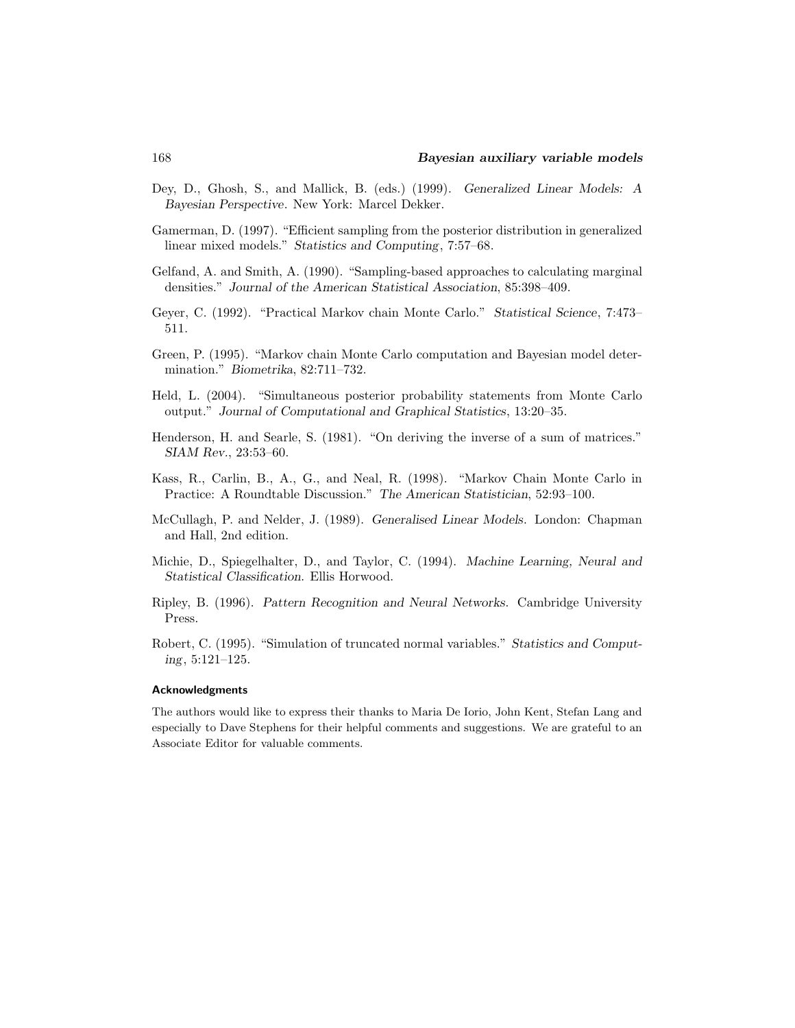Dey, D., Ghosh, S., and Mallick, B. (eds.) (1999). *Generalized Linear Models: A Bayesian Perspective*. New York: Marcel Dekker.

Gamerman, D. (1997). "Efficient sampling from the posterior distribution in generalized linear mixed models." *Statistics and Computing*, 7:57–68.

Gelfand, A. and Smith, A. (1990). "Sampling-based approaches to calculating marginal densities." *Journal of the American Statistical Association*, 85:398–409.

Geyer, C. (1992). "Practical Markov chain Monte Carlo." *Statistical Science*, 7:473–511.

Green, P. (1995). "Markov chain Monte Carlo computation and Bayesian model determination." *Biometrika*, 82:711–732.

Held, L. (2004). "Simultaneous posterior probability statements from Monte Carlo output." *Journal of Computational and Graphical Statistics*, 13:20–35.

Henderson, H. and Searle, S. (1981). "On deriving the inverse of a sum of matrices." *SIAM Rev.*, 23:53–60.

Kass, R., Carlin, B., A., G., and Neal, R. (1998). "Markov Chain Monte Carlo in Practice: A Roundtable Discussion." *The American Statistician*, 52:93–100.

McCullagh, P. and Nelder, J. (1989). *Generalised Linear Models*. London: Chapman and Hall, 2nd edition.

Michie, D., Spiegelhalter, D., and Taylor, C. (1994). *Machine Learning, Neural and Statistical Classification*. Ellis Horwood.

Ripley, B. (1996). *Pattern Recognition and Neural Networks*. Cambridge University Press.

Robert, C. (1995). "Simulation of truncated normal variables." *Statistics and Computing*, 5:121–125.

#### Acknowledgments

The authors would like to express their thanks to Maria De Iorio, John Kent, Stefan Lang and especially to Dave Stephens for their helpful comments and suggestions. We are grateful to an Associate Editor for valuable comments.